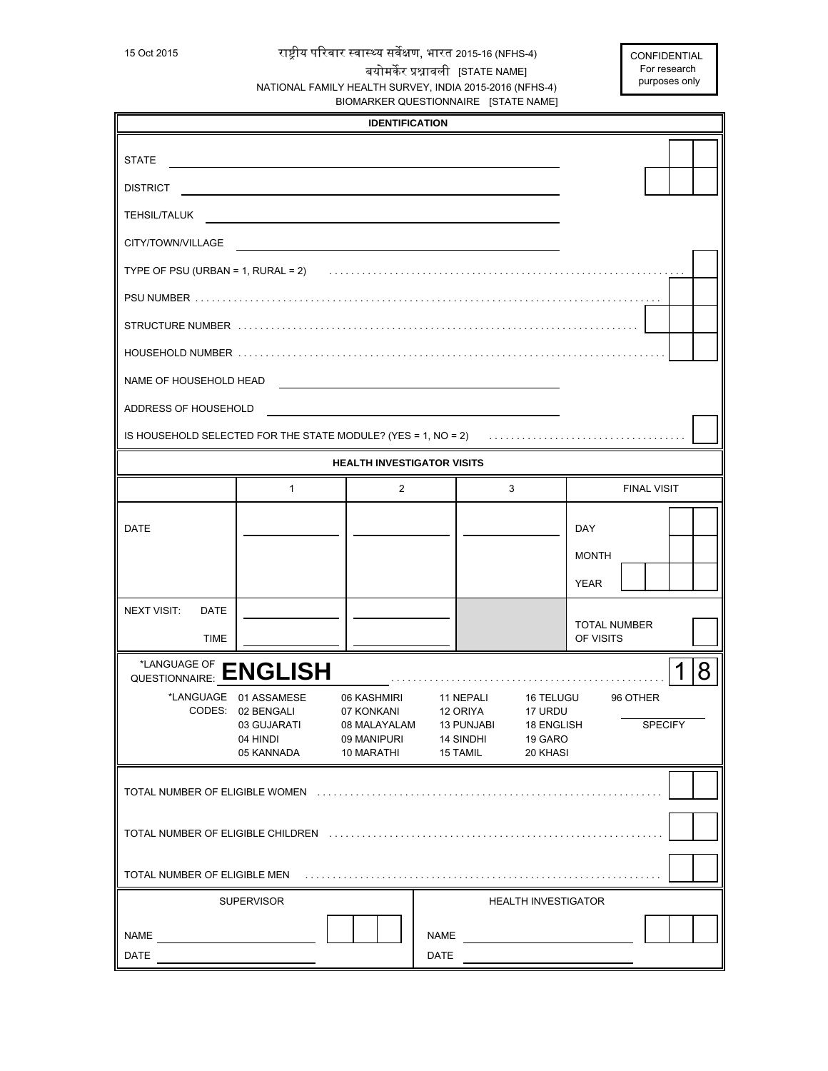15 Oct 2015

राष्ट्रीय परिवार स्वास्थ्य सर्वेक्षण, भारत 2015-16 (NFHS-4)
बयोमर्कर प्रश्नावली [STATE NAME]
NATIONAL FAMILY HEALTH SURVEY, INDIA 2015-2016 (NFHS-4)
BIOMARKER QUESTIONNAIRE [STATE NAME]

CONFIDENTIAL
For research purposes only

## IDENTIFICATION

STATE ______________________

DISTRICT ______________________

TEHSIL/TALUK ______________________

CITY/TOWN/VILLAGE ______________________

TYPE OF PSU (URBAN = 1, RURAL = 2) . . . . . . . .

PSU NUMBER . . . . . . . .

STRUCTURE NUMBER . . . . . . . .

HOUSEHOLD NUMBER . . . . . . . .

NAME OF HOUSEHOLD HEAD ______________________

ADDRESS OF HOUSEHOLD ______________________

IS HOUSEHOLD SELECTED FOR THE STATE MODULE? (YES = 1, NO = 2) . . . . . . . .

## HEALTH INVESTIGATOR VISITS

| | 1 | 2 | 3 | FINAL VISIT |
|---|---|---|---|---|
| DATE | | | | DAY<br>MONTH<br>YEAR |
| NEXT VISIT: DATE<br>TIME | | | | TOTAL NUMBER OF VISITS |

*LANGUAGE OF QUESTIONNAIRE: **ENGLISH** . . . . . . . . 1 8

*LANGUAGE CODES:

| | | | | |
|---|---|---|---|---|
| 01 ASSAMESE | 06 KASHMIRI | 11 NEPALI | 16 TELUGU | 96 OTHER |
| 02 BENGALI | 07 KONKANI | 12 ORIYA | 17 URDU | ________ |
| 03 GUJARATI | 08 MALAYALAM | 13 PUNJABI | 18 ENGLISH | SPECIFY |
| 04 HINDI | 09 MANIPURI | 14 SINDHI | 19 GARO | |
| 05 KANNADA | 10 MARATHI | 15 TAMIL | 20 KHASI | |

TOTAL NUMBER OF ELIGIBLE WOMEN . . . . . . . .

TOTAL NUMBER OF ELIGIBLE CHILDREN . . . . . . . .

TOTAL NUMBER OF ELIGIBLE MEN . . . . . . . .

| SUPERVISOR | HEALTH INVESTIGATOR |
|---|---|
| NAME ______________ | NAME ______________ |
| DATE ______________ | DATE ______________ |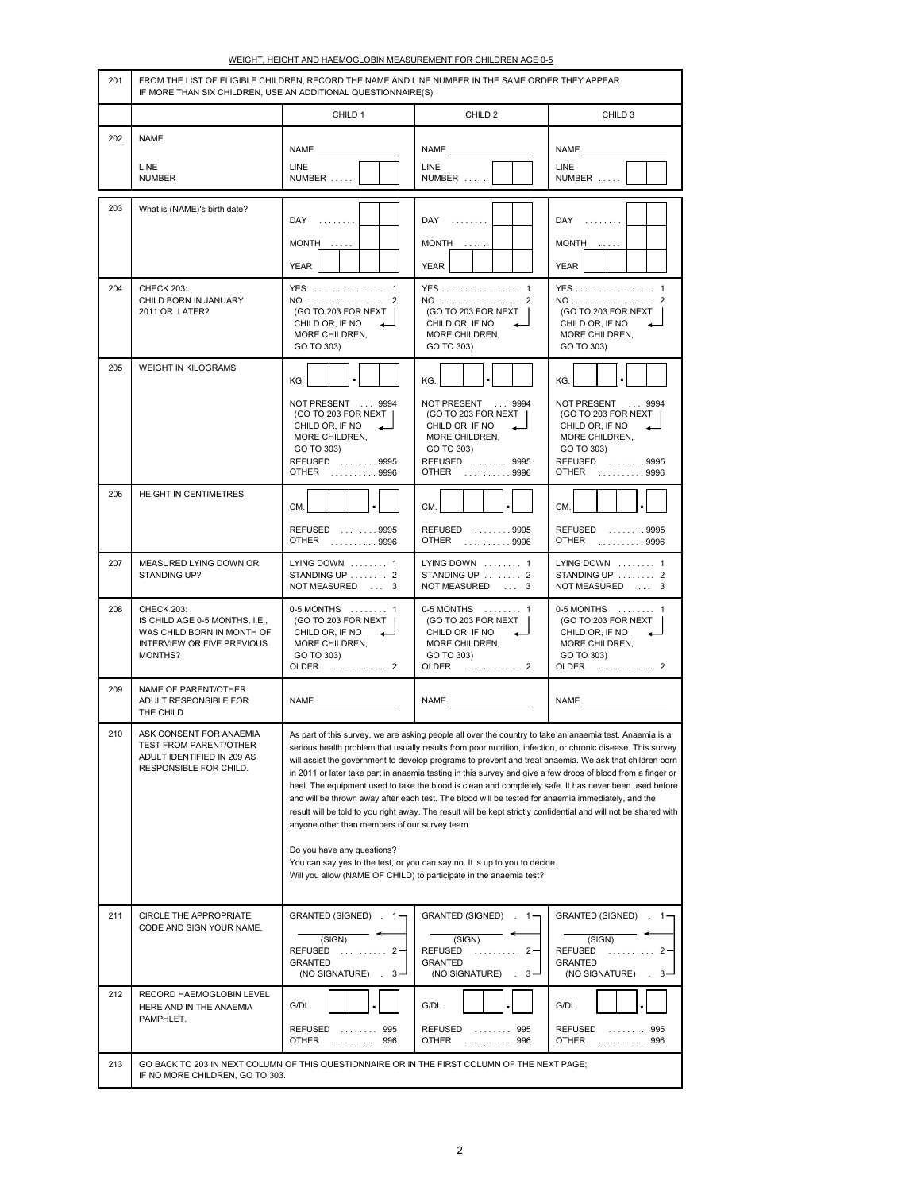## WEIGHT, HEIGHT AND HAEMOGLOBIN MEASUREMENT FOR CHILDREN AGE 0-5

| 201 | FROM THE LIST OF ELIGIBLE CHILDREN, RECORD THE NAME AND LINE NUMBER IN THE SAME ORDER THEY APPEAR. IF MORE THAN SIX CHILDREN, USE AN ADDITIONAL QUESTIONNAIRE(S). | | | |
|---|---|---|---|---|
| | | CHILD 1 | CHILD 2 | CHILD 3 |
| 202 | NAME<br><br>LINE NUMBER | NAME ______<br><br>LINE NUMBER . . . . . [ ][ ] | NAME ______<br><br>LINE NUMBER . . . . . [ ][ ] | NAME ______<br><br>LINE NUMBER . . . . . [ ][ ] |
| 203 | What is (NAME)'s birth date? | DAY . . . . . . . . [ ][ ]<br>MONTH . . . . . [ ][ ]<br>YEAR [ ][ ][ ][ ] | DAY . . . . . . . . [ ][ ]<br>MONTH . . . . . [ ][ ]<br>YEAR [ ][ ][ ][ ] | DAY . . . . . . . . [ ][ ]<br>MONTH . . . . . [ ][ ]<br>YEAR [ ][ ][ ][ ] |
| 204 | CHECK 203:<br>CHILD BORN IN JANUARY 2011 OR LATER? | YES . . . . . . . . . . . . . . . . 1<br>NO . . . . . . . . . . . . . . . . 2<br>(GO TO 203 FOR NEXT CHILD OR, IF NO MORE CHILDREN, GO TO 303) | YES . . . . . . . . . . . . . . . . 1<br>NO . . . . . . . . . . . . . . . . 2<br>(GO TO 203 FOR NEXT CHILD OR, IF NO MORE CHILDREN, GO TO 303) | YES . . . . . . . . . . . . . . . . 1<br>NO . . . . . . . . . . . . . . . . 2<br>(GO TO 203 FOR NEXT CHILD OR, IF NO MORE CHILDREN, GO TO 303) |
| 205 | WEIGHT IN KILOGRAMS | KG. [ ][ ].[ ][ ]<br><br>NOT PRESENT . . . 9994<br>(GO TO 203 FOR NEXT CHILD OR, IF NO MORE CHILDREN, GO TO 303)<br>REFUSED . . . . . . . . 9995<br>OTHER . . . . . . . . . . 9996 | KG. [ ][ ].[ ][ ]<br><br>NOT PRESENT . . . 9994<br>(GO TO 203 FOR NEXT CHILD OR, IF NO MORE CHILDREN, GO TO 303)<br>REFUSED . . . . . . . . 9995<br>OTHER . . . . . . . . . . 9996 | KG. [ ][ ].[ ][ ]<br><br>NOT PRESENT . . . 9994<br>(GO TO 203 FOR NEXT CHILD OR, IF NO MORE CHILDREN, GO TO 303)<br>REFUSED . . . . . . . . 9995<br>OTHER . . . . . . . . . . 9996 |
| 206 | HEIGHT IN CENTIMETRES | CM. [ ][ ][ ].[ ]<br><br>REFUSED . . . . . . . . 9995<br>OTHER . . . . . . . . . . 9996 | CM. [ ][ ][ ].[ ]<br><br>REFUSED . . . . . . . . 9995<br>OTHER . . . . . . . . . . 9996 | CM. [ ][ ][ ].[ ]<br><br>REFUSED . . . . . . . . 9995<br>OTHER . . . . . . . . . . 9996 |
| 207 | MEASURED LYING DOWN OR STANDING UP? | LYING DOWN . . . . . . . . 1<br>STANDING UP . . . . . . . . 2<br>NOT MEASURED . . . 3 | LYING DOWN . . . . . . . . 1<br>STANDING UP . . . . . . . . 2<br>NOT MEASURED . . . 3 | LYING DOWN . . . . . . . . 1<br>STANDING UP . . . . . . . . 2<br>NOT MEASURED . . . 3 |
| 208 | CHECK 203:<br>IS CHILD AGE 0-5 MONTHS, I.E., WAS CHILD BORN IN MONTH OF INTERVIEW OR FIVE PREVIOUS MONTHS? | 0-5 MONTHS . . . . . . . . 1<br>(GO TO 203 FOR NEXT CHILD OR, IF NO MORE CHILDREN, GO TO 303)<br>OLDER . . . . . . . . . . . . 2 | 0-5 MONTHS . . . . . . . . 1<br>(GO TO 203 FOR NEXT CHILD OR, IF NO MORE CHILDREN, GO TO 303)<br>OLDER . . . . . . . . . . . . 2 | 0-5 MONTHS . . . . . . . . 1<br>(GO TO 203 FOR NEXT CHILD OR, IF NO MORE CHILDREN, GO TO 303)<br>OLDER . . . . . . . . . . . . 2 |
| 209 | NAME OF PARENT/OTHER ADULT RESPONSIBLE FOR THE CHILD | NAME ______ | NAME ______ | NAME ______ |
| 210 | ASK CONSENT FOR ANAEMIA TEST FROM PARENT/OTHER ADULT IDENTIFIED IN 209 AS RESPONSIBLE FOR CHILD. | As part of this survey, we are asking people all over the country to take an anaemia test. Anaemia is a serious health problem that usually results from poor nutrition, infection, or chronic disease. This survey will assist the government to develop programs to prevent and treat anaemia. We ask that children born in 2011 or later take part in anaemia testing in this survey and give a few drops of blood from a finger or heel. The equipment used to take the blood is clean and completely safe. It has never been used before and will be thrown away after each test. The blood will be tested for anaemia immediately, and the result will be told to you right away. The result will be kept strictly confidential and will not be shared with anyone other than members of our survey team.<br><br>Do you have any questions?<br>You can say yes to the test, or you can say no. It is up to you to decide.<br>Will you allow (NAME OF CHILD) to participate in the anaemia test? | | |
| 211 | CIRCLE THE APPROPRIATE CODE AND SIGN YOUR NAME. | GRANTED (SIGNED) . 1<br>______ (SIGN)<br>REFUSED . . . . . . . . . . 2<br>GRANTED (NO SIGNATURE) . 3 | GRANTED (SIGNED) . 1<br>______ (SIGN)<br>REFUSED . . . . . . . . . . 2<br>GRANTED (NO SIGNATURE) . 3 | GRANTED (SIGNED) . 1<br>______ (SIGN)<br>REFUSED . . . . . . . . . . 2<br>GRANTED (NO SIGNATURE) . 3 |
| 212 | RECORD HAEMOGLOBIN LEVEL HERE AND IN THE ANAEMIA PAMPHLET. | G/DL [ ][ ].[ ]<br><br>REFUSED . . . . . . . . 995<br>OTHER . . . . . . . . . . 996 | G/DL [ ][ ].[ ]<br><br>REFUSED . . . . . . . . 995<br>OTHER . . . . . . . . . . 996 | G/DL [ ][ ].[ ]<br><br>REFUSED . . . . . . . . 995<br>OTHER . . . . . . . . . . 996 |
| 213 | GO BACK TO 203 IN NEXT COLUMN OF THIS QUESTIONNAIRE OR IN THE FIRST COLUMN OF THE NEXT PAGE; IF NO MORE CHILDREN, GO TO 303. | | | |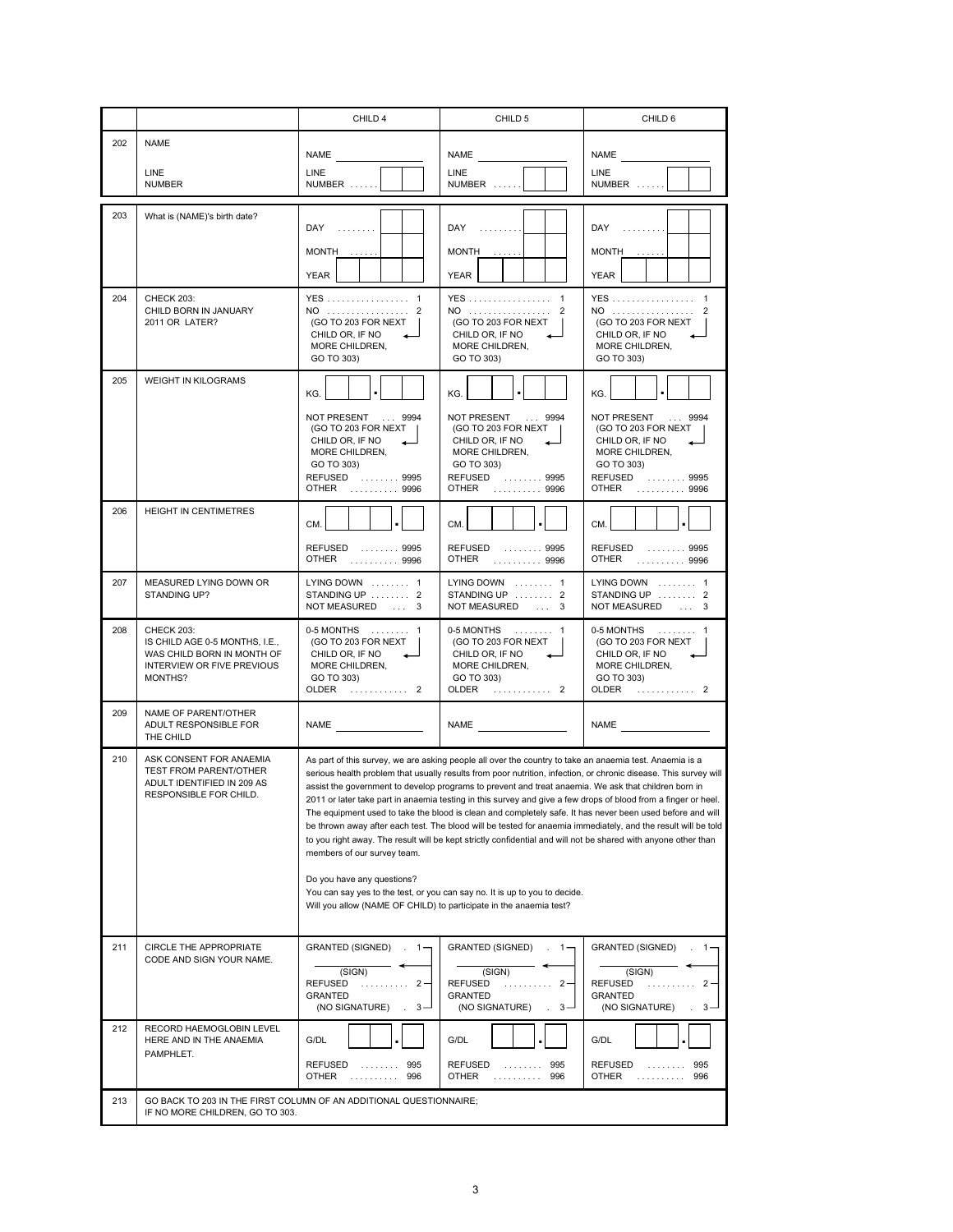| | | CHILD 4 | CHILD 5 | CHILD 6 |
|---|---|---|---|---|
| 202 | NAME<br><br>LINE NUMBER | NAME ____<br><br>LINE NUMBER . . . . . [ ][ ] | NAME ____<br><br>LINE NUMBER . . . . . [ ][ ] | NAME ____<br><br>LINE NUMBER . . . . . [ ][ ] |
| 203 | What is (NAME)'s birth date? | DAY . . . . . . . . [ ][ ]<br>MONTH . . . . . . [ ][ ]<br>YEAR [ ][ ][ ][ ] | DAY . . . . . . . . [ ][ ]<br>MONTH . . . . . . [ ][ ]<br>YEAR [ ][ ][ ][ ] | DAY . . . . . . . . [ ][ ]<br>MONTH . . . . . . [ ][ ]<br>YEAR [ ][ ][ ][ ] |
| 204 | CHECK 203:<br>CHILD BORN IN JANUARY 2011 OR LATER? | YES . . . . . . . . . . . . . . . . . 1<br>NO . . . . . . . . . . . . . . . . . 2<br>(GO TO 203 FOR NEXT CHILD OR, IF NO MORE CHILDREN, GO TO 303) | YES . . . . . . . . . . . . . . . . . 1<br>NO . . . . . . . . . . . . . . . . . 2<br>(GO TO 203 FOR NEXT CHILD OR, IF NO MORE CHILDREN, GO TO 303) | YES . . . . . . . . . . . . . . . . . 1<br>NO . . . . . . . . . . . . . . . . . 2<br>(GO TO 203 FOR NEXT CHILD OR, IF NO MORE CHILDREN, GO TO 303) |
| 205 | WEIGHT IN KILOGRAMS | KG. [ ][ ] . [ ]<br><br>NOT PRESENT . . . 9994<br>(GO TO 203 FOR NEXT CHILD OR, IF NO MORE CHILDREN, GO TO 303)<br>REFUSED . . . . . . . . 9995<br>OTHER . . . . . . . . . . 9996 | KG. [ ][ ] . [ ]<br><br>NOT PRESENT . . . 9994<br>(GO TO 203 FOR NEXT CHILD OR, IF NO MORE CHILDREN, GO TO 303)<br>REFUSED . . . . . . . . 9995<br>OTHER . . . . . . . . . . 9996 | KG. [ ][ ] . [ ]<br><br>NOT PRESENT . . . 9994<br>(GO TO 203 FOR NEXT CHILD OR, IF NO MORE CHILDREN, GO TO 303)<br>REFUSED . . . . . . . . 9995<br>OTHER . . . . . . . . . . 9996 |
| 206 | HEIGHT IN CENTIMETRES | CM. [ ][ ][ ] . [ ]<br><br>REFUSED . . . . . . . . 9995<br>OTHER . . . . . . . . . . 9996 | CM. [ ][ ][ ] . [ ]<br><br>REFUSED . . . . . . . . 9995<br>OTHER . . . . . . . . . . 9996 | CM. [ ][ ][ ] . [ ]<br><br>REFUSED . . . . . . . . 9995<br>OTHER . . . . . . . . . . 9996 |
| 207 | MEASURED LYING DOWN OR STANDING UP? | LYING DOWN . . . . . . . . 1<br>STANDING UP . . . . . . . . 2<br>NOT MEASURED . . . 3 | LYING DOWN . . . . . . . . 1<br>STANDING UP . . . . . . . . 2<br>NOT MEASURED . . . 3 | LYING DOWN . . . . . . . . 1<br>STANDING UP . . . . . . . . 2<br>NOT MEASURED . . . 3 |
| 208 | CHECK 203:<br>IS CHILD AGE 0-5 MONTHS, I.E., WAS CHILD BORN IN MONTH OF INTERVIEW OR FIVE PREVIOUS MONTHS? | 0-5 MONTHS . . . . . . . . 1<br>(GO TO 203 FOR NEXT CHILD OR, IF NO MORE CHILDREN, GO TO 303)<br>OLDER . . . . . . . . . . . . 2 | 0-5 MONTHS . . . . . . . . 1<br>(GO TO 203 FOR NEXT CHILD OR, IF NO MORE CHILDREN, GO TO 303)<br>OLDER . . . . . . . . . . . . 2 | 0-5 MONTHS . . . . . . . . 1<br>(GO TO 203 FOR NEXT CHILD OR, IF NO MORE CHILDREN, GO TO 303)<br>OLDER . . . . . . . . . . . . 2 |
| 209 | NAME OF PARENT/OTHER ADULT RESPONSIBLE FOR THE CHILD | NAME ____ | NAME ____ | NAME ____ |
| 210 | ASK CONSENT FOR ANAEMIA TEST FROM PARENT/OTHER ADULT IDENTIFIED IN 209 AS RESPONSIBLE FOR CHILD. | As part of this survey, we are asking people all over the country to take an anaemia test. Anaemia is a serious health problem that usually results from poor nutrition, infection, or chronic disease. This survey will assist the government to develop programs to prevent and treat anaemia. We ask that children born in 2011 or later take part in anaemia testing in this survey and give a few drops of blood from a finger or heel. The equipment used to take the blood is clean and completely safe. It has never been used before and will be thrown away after each test. The blood will be tested for anaemia immediately, and the result will be told to you right away. The result will be kept strictly confidential and will not be shared with anyone other than members of our survey team.<br><br>Do you have any questions?<br>You can say yes to the test, or you can say no. It is up to you to decide.<br>Will you allow (NAME OF CHILD) to participate in the anaemia test? | | |
| 211 | CIRCLE THE APPROPRIATE CODE AND SIGN YOUR NAME. | GRANTED (SIGNED) . 1<br>____ (SIGN)<br>REFUSED . . . . . . . . . . 2<br>GRANTED (NO SIGNATURE) . 3 | GRANTED (SIGNED) . 1<br>____ (SIGN)<br>REFUSED . . . . . . . . . . 2<br>GRANTED (NO SIGNATURE) . 3 | GRANTED (SIGNED) . 1<br>____ (SIGN)<br>REFUSED . . . . . . . . . . 2<br>GRANTED (NO SIGNATURE) . 3 |
| 212 | RECORD HAEMOGLOBIN LEVEL HERE AND IN THE ANAEMIA PAMPHLET. | G/DL [ ][ ] . [ ]<br><br>REFUSED . . . . . . . . 995<br>OTHER . . . . . . . . . . 996 | G/DL [ ][ ] . [ ]<br><br>REFUSED . . . . . . . . 995<br>OTHER . . . . . . . . . . 996 | G/DL [ ][ ] . [ ]<br><br>REFUSED . . . . . . . . 995<br>OTHER . . . . . . . . . . 996 |
| 213 | GO BACK TO 203 IN THE FIRST COLUMN OF AN ADDITIONAL QUESTIONNAIRE; IF NO MORE CHILDREN, GO TO 303. | | | |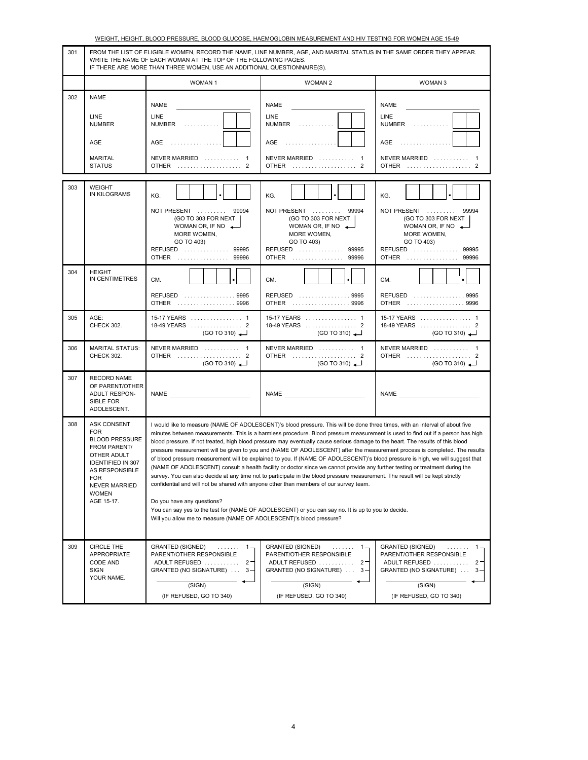WEIGHT, HEIGHT, BLOOD PRESSURE, BLOOD GLUCOSE, HAEMOGLOBIN MEASUREMENT AND HIV TESTING FOR WOMEN AGE 15-49

| 301 | FROM THE LIST OF ELIGIBLE WOMEN, RECORD THE NAME, LINE NUMBER, AGE, AND MARITAL STATUS IN THE SAME ORDER THEY APPEAR. WRITE THE NAME OF EACH WOMAN AT THE TOP OF THE FOLLOWING PAGES. IF THERE ARE MORE THAN THREE WOMEN, USE AN ADDITIONAL QUESTIONNAIRE(S). | | | |
|---|---|---|---|---|
| | | WOMAN 1 | WOMAN 2 | WOMAN 3 |
| 302 | NAME<br><br>LINE NUMBER<br><br>AGE<br><br>MARITAL STATUS | NAME ________<br><br>LINE NUMBER . . . . . . . . . . [ ][ ]<br><br>AGE . . . . . . . . . . . . . . . [ ][ ]<br><br>NEVER MARRIED . . . . . . . . . . 1<br>OTHER . . . . . . . . . . . . . . . . . . . 2 | NAME ________<br><br>LINE NUMBER . . . . . . . . . . [ ][ ]<br><br>AGE . . . . . . . . . . . . . . . [ ][ ]<br><br>NEVER MARRIED . . . . . . . . . . 1<br>OTHER . . . . . . . . . . . . . . . . . . . 2 | NAME ________<br><br>LINE NUMBER . . . . . . . . . . [ ][ ]<br><br>AGE . . . . . . . . . . . . . . . [ ][ ]<br><br>NEVER MARRIED . . . . . . . . . . 1<br>OTHER . . . . . . . . . . . . . . . . . . . 2 |
| 303 | WEIGHT IN KILOGRAMS | KG. [ ][ ][ ] . [ ][ ]<br><br>NOT PRESENT . . . . . . . . 99994<br>(GO TO 303 FOR NEXT WOMAN OR, IF NO MORE WOMEN, GO TO 403)<br>REFUSED . . . . . . . . . . . . . 99995<br>OTHER . . . . . . . . . . . . . . . 99996 | KG. [ ][ ][ ] . [ ][ ]<br><br>NOT PRESENT . . . . . . . . 99994<br>(GO TO 303 FOR NEXT WOMAN OR, IF NO MORE WOMEN, GO TO 403)<br>REFUSED . . . . . . . . . . . . . 99995<br>OTHER . . . . . . . . . . . . . . . 99996 | KG. [ ][ ][ ] . [ ][ ]<br><br>NOT PRESENT . . . . . . . . 99994<br>(GO TO 303 FOR NEXT WOMAN OR, IF NO MORE WOMEN, GO TO 403)<br>REFUSED . . . . . . . . . . . . . 99995<br>OTHER . . . . . . . . . . . . . . . 99996 |
| 304 | HEIGHT IN CENTIMETRES | CM. [ ][ ][ ] . [ ]<br><br>REFUSED . . . . . . . . . . . . . . . 9995<br>OTHER . . . . . . . . . . . . . . . . . 9996 | CM. [ ][ ][ ] . [ ]<br><br>REFUSED . . . . . . . . . . . . . . . 9995<br>OTHER . . . . . . . . . . . . . . . . . 9996 | CM. [ ][ ][ ] . [ ]<br><br>REFUSED . . . . . . . . . . . . . . . 9995<br>OTHER . . . . . . . . . . . . . . . . . 9996 |
| 305 | AGE: CHECK 302. | 15-17 YEARS . . . . . . . . . . . . . . . 1<br>18-49 YEARS . . . . . . . . . . . . . . . 2<br>(GO TO 310) | 15-17 YEARS . . . . . . . . . . . . . . . 1<br>18-49 YEARS . . . . . . . . . . . . . . . 2<br>(GO TO 310) | 15-17 YEARS . . . . . . . . . . . . . . . 1<br>18-49 YEARS . . . . . . . . . . . . . . . 2<br>(GO TO 310) |
| 306 | MARITAL STATUS: CHECK 302. | NEVER MARRIED . . . . . . . . . . 1<br>OTHER . . . . . . . . . . . . . . . . . . . 2<br>(GO TO 310) | NEVER MARRIED . . . . . . . . . . 1<br>OTHER . . . . . . . . . . . . . . . . . . . 2<br>(GO TO 310) | NEVER MARRIED . . . . . . . . . . 1<br>OTHER . . . . . . . . . . . . . . . . . . . 2<br>(GO TO 310) |
| 307 | RECORD NAME OF PARENT/OTHER ADULT RESPONSIBLE FOR ADOLESCENT. | NAME ________ | NAME ________ | NAME ________ |
| 308 | ASK CONSENT FOR BLOOD PRESSURE FROM PARENT/ OTHER ADULT IDENTIFIED IN 307 AS RESPONSIBLE FOR NEVER MARRIED WOMEN AGE 15-17. | I would like to measure (NAME OF ADOLESCENT)'s blood pressure. This will be done three times, with an interval of about five minutes between measurements. This is a harmless procedure. Blood pressure measurement is used to find out if a person has high blood pressure. If not treated, high blood pressure may eventually cause serious damage to the heart. The results of this blood pressure measurement will be given to you and (NAME OF ADOLESCENT) after the measurement process is completed. The results of blood pressure measurement will be explained to you. If (NAME OF ADOLESCENT)'s blood pressure is high, we will suggest that (NAME OF ADOLESCENT) consult a health facility or doctor since we cannot provide any further testing or treatment during the survey. You can also decide at any time not to participate in the blood pressure measurement. The result will be kept strictly confidential and will not be shared with anyone other than members of our survey team.<br><br>Do you have any questions?<br>You can say yes to the test for (NAME OF ADOLESCENT) or you can say no. It is up to you to decide.<br>Will you allow me to measure (NAME OF ADOLESCENT)'s blood pressure? | | |
| 309 | CIRCLE THE APPROPRIATE CODE AND SIGN YOUR NAME. | GRANTED (SIGNED) . . . . . . 1<br>PARENT/OTHER RESPONSIBLE ADULT REFUSED . . . . . . . . . . 2<br>GRANTED (NO SIGNATURE) . . . 3<br>________<br>(SIGN)<br>(IF REFUSED, GO TO 340) | GRANTED (SIGNED) . . . . . . 1<br>PARENT/OTHER RESPONSIBLE ADULT REFUSED . . . . . . . . . . 2<br>GRANTED (NO SIGNATURE) . . . 3<br>________<br>(SIGN)<br>(IF REFUSED, GO TO 340) | GRANTED (SIGNED) . . . . . . 1<br>PARENT/OTHER RESPONSIBLE ADULT REFUSED . . . . . . . . . . 2<br>GRANTED (NO SIGNATURE) . . . 3<br>________<br>(SIGN)<br>(IF REFUSED, GO TO 340) |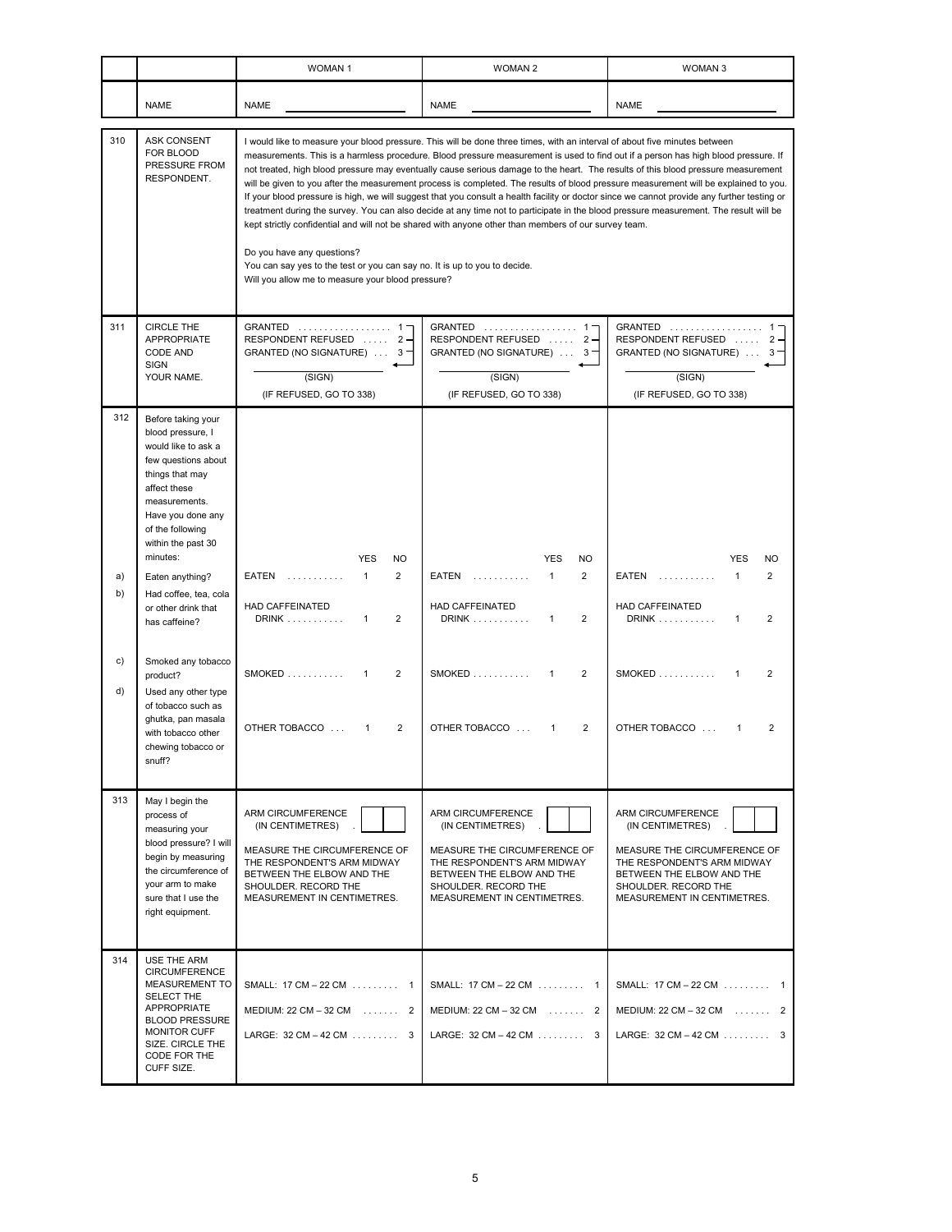| | | WOMAN 1 | WOMAN 2 | WOMAN 3 |
|---|---|---|---|---|
| | NAME | NAME ____________ | NAME ____________ | NAME ____________ |
| 310 | ASK CONSENT FOR BLOOD PRESSURE FROM RESPONDENT. | I would like to measure your blood pressure. This will be done three times, with an interval of about five minutes between measurements. This is a harmless procedure. Blood pressure measurement is used to find out if a person has high blood pressure. If not treated, high blood pressure may eventually cause serious damage to the heart. The results of this blood pressure measurement will be given to you after the measurement process is completed. The results of blood pressure measurement will be explained to you. If your blood pressure is high, we will suggest that you consult a health facility or doctor since we cannot provide any further testing or treatment during the survey. You can also decide at any time not to participate in the blood pressure measurement. The result will be kept strictly confidential and will not be shared with anyone other than members of our survey team.<br><br>Do you have any questions?<br>You can say yes to the test or you can say no. It is up to you to decide.<br>Will you allow me to measure your blood pressure? | | |
| 311 | CIRCLE THE APPROPRIATE CODE AND SIGN YOUR NAME. | GRANTED . . . . . . . . . . . . . . . . . 1<br>RESPONDENT REFUSED . . . . . 2<br>GRANTED (NO SIGNATURE) . . . 3<br>____________<br>(SIGN)<br>(IF REFUSED, GO TO 338) | GRANTED . . . . . . . . . . . . . . . . . 1<br>RESPONDENT REFUSED . . . . . 2<br>GRANTED (NO SIGNATURE) . . . 3<br>____________<br>(SIGN)<br>(IF REFUSED, GO TO 338) | GRANTED . . . . . . . . . . . . . . . . . 1<br>RESPONDENT REFUSED . . . . . 2<br>GRANTED (NO SIGNATURE) . . . 3<br>____________<br>(SIGN)<br>(IF REFUSED, GO TO 338) |
| 312 | Before taking your blood pressure, I would like to ask a few questions about things that may affect these measurements. Have you done any of the following within the past 30 minutes: | YES NO | YES NO | YES NO |
| a) | Eaten anything? | EATEN . . . . . . . . . . . 1 2 | EATEN . . . . . . . . . . . 1 2 | EATEN . . . . . . . . . . . 1 2 |
| b) | Had coffee, tea, cola or other drink that has caffeine? | HAD CAFFEINATED DRINK . . . . . . . . . . . 1 2 | HAD CAFFEINATED DRINK . . . . . . . . . . . 1 2 | HAD CAFFEINATED DRINK . . . . . . . . . . . 1 2 |
| c) | Smoked any tobacco product? | SMOKED . . . . . . . . . . . 1 2 | SMOKED . . . . . . . . . . . 1 2 | SMOKED . . . . . . . . . . . 1 2 |
| d) | Used any other type of tobacco such as ghutka, pan masala with tobacco other chewing tobacco or snuff? | OTHER TOBACCO . . . 1 2 | OTHER TOBACCO . . . 1 2 | OTHER TOBACCO . . . 1 2 |
| 313 | May I begin the process of measuring your blood pressure? I will begin by measuring the circumference of your arm to make sure that I use the right equipment. | ARM CIRCUMFERENCE (IN CENTIMETRES) [ ][ ] . [ ]<br><br>MEASURE THE CIRCUMFERENCE OF THE RESPONDENT'S ARM MIDWAY BETWEEN THE ELBOW AND THE SHOULDER. RECORD THE MEASUREMENT IN CENTIMETRES. | ARM CIRCUMFERENCE (IN CENTIMETRES) [ ][ ] . [ ]<br><br>MEASURE THE CIRCUMFERENCE OF THE RESPONDENT'S ARM MIDWAY BETWEEN THE ELBOW AND THE SHOULDER. RECORD THE MEASUREMENT IN CENTIMETRES. | ARM CIRCUMFERENCE (IN CENTIMETRES) [ ][ ] . [ ]<br><br>MEASURE THE CIRCUMFERENCE OF THE RESPONDENT'S ARM MIDWAY BETWEEN THE ELBOW AND THE SHOULDER. RECORD THE MEASUREMENT IN CENTIMETRES. |
| 314 | USE THE ARM CIRCUMFERENCE MEASUREMENT TO SELECT THE APPROPRIATE BLOOD PRESSURE MONITOR CUFF SIZE. CIRCLE THE CODE FOR THE CUFF SIZE. | SMALL: 17 CM – 22 CM . . . . . . . . . 1<br>MEDIUM: 22 CM – 32 CM . . . . . . . 2<br>LARGE: 32 CM – 42 CM . . . . . . . . . 3 | SMALL: 17 CM – 22 CM . . . . . . . . . 1<br>MEDIUM: 22 CM – 32 CM . . . . . . . 2<br>LARGE: 32 CM – 42 CM . . . . . . . . . 3 | SMALL: 17 CM – 22 CM . . . . . . . . . 1<br>MEDIUM: 22 CM – 32 CM . . . . . . . 2<br>LARGE: 32 CM – 42 CM . . . . . . . . . 3 |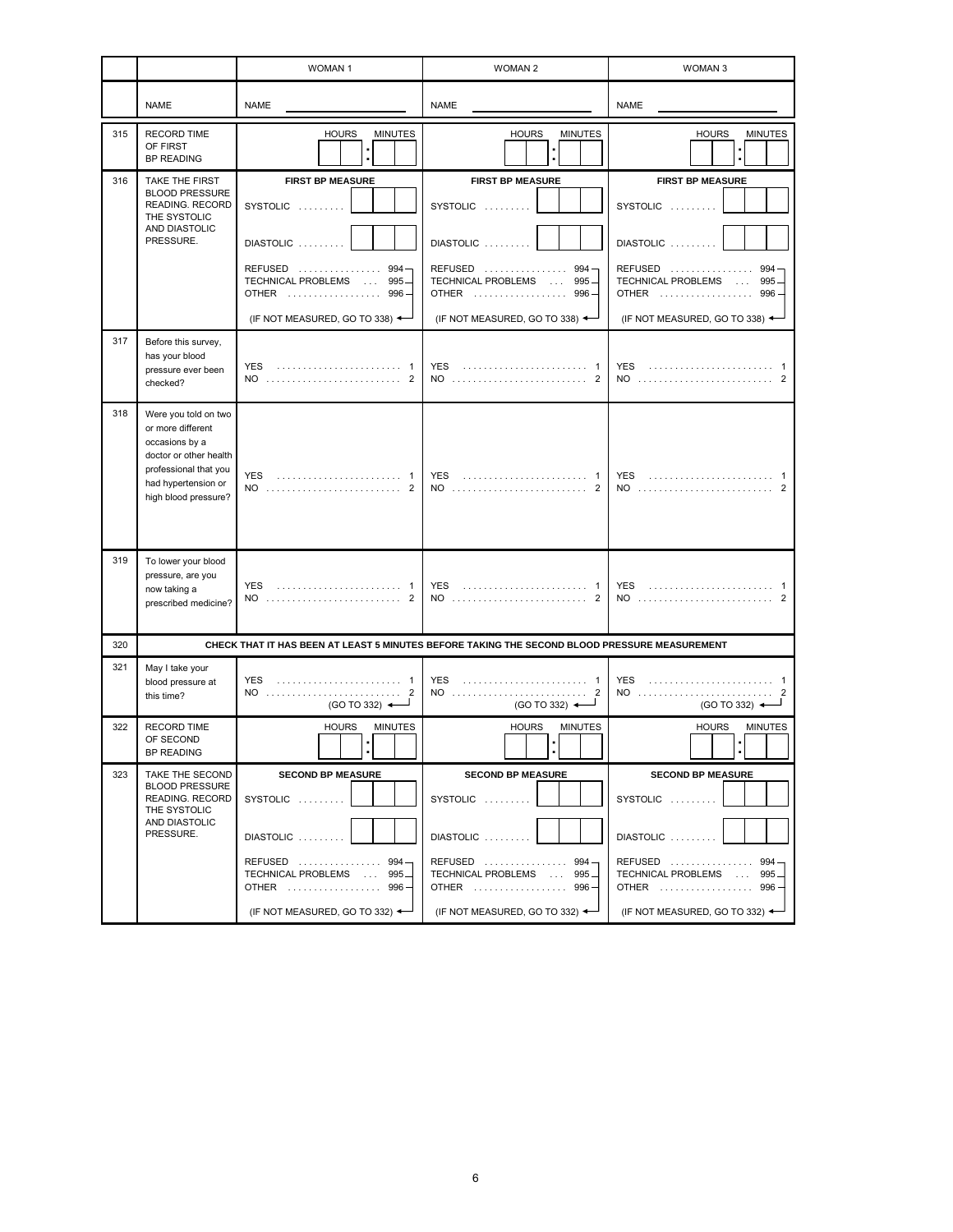| | | WOMAN 1 | WOMAN 2 | WOMAN 3 |
|---|---|---|---|---|
| | NAME | NAME ________ | NAME ________ | NAME ________ |
| 315 | RECORD TIME OF FIRST BP READING | HOURS : MINUTES | HOURS : MINUTES | HOURS : MINUTES |
| 316 | TAKE THE FIRST BLOOD PRESSURE READING. RECORD THE SYSTOLIC AND DIASTOLIC PRESSURE. | **FIRST BP MEASURE**<br>SYSTOLIC . . . . . . . . . [ ][ ][ ]<br>DIASTOLIC . . . . . . . . . [ ][ ][ ]<br>REFUSED . . . . . . . . . . . . . . . . 994<br>TECHNICAL PROBLEMS . . . 995<br>OTHER . . . . . . . . . . . . . . . . . . 996<br>(IF NOT MEASURED, GO TO 338) | **FIRST BP MEASURE**<br>SYSTOLIC . . . . . . . . . [ ][ ][ ]<br>DIASTOLIC . . . . . . . . . [ ][ ][ ]<br>REFUSED . . . . . . . . . . . . . . . . 994<br>TECHNICAL PROBLEMS . . . 995<br>OTHER . . . . . . . . . . . . . . . . . . 996<br>(IF NOT MEASURED, GO TO 338) | **FIRST BP MEASURE**<br>SYSTOLIC . . . . . . . . . [ ][ ][ ]<br>DIASTOLIC . . . . . . . . . [ ][ ][ ]<br>REFUSED . . . . . . . . . . . . . . . . 994<br>TECHNICAL PROBLEMS . . . 995<br>OTHER . . . . . . . . . . . . . . . . . . 996<br>(IF NOT MEASURED, GO TO 338) |
| 317 | Before this survey, has your blood pressure ever been checked? | YES . . . . . . . . . . . . . . . . . . . . . . . . 1<br>NO . . . . . . . . . . . . . . . . . . . . . . . . . . 2 | YES . . . . . . . . . . . . . . . . . . . . . . . . 1<br>NO . . . . . . . . . . . . . . . . . . . . . . . . . . 2 | YES . . . . . . . . . . . . . . . . . . . . . . . . 1<br>NO . . . . . . . . . . . . . . . . . . . . . . . . . . 2 |
| 318 | Were you told on two or more different occasions by a doctor or other health professional that you had hypertension or high blood pressure? | YES . . . . . . . . . . . . . . . . . . . . . . . . 1<br>NO . . . . . . . . . . . . . . . . . . . . . . . . . . 2 | YES . . . . . . . . . . . . . . . . . . . . . . . . 1<br>NO . . . . . . . . . . . . . . . . . . . . . . . . . . 2 | YES . . . . . . . . . . . . . . . . . . . . . . . . 1<br>NO . . . . . . . . . . . . . . . . . . . . . . . . . . 2 |
| 319 | To lower your blood pressure, are you now taking a prescribed medicine? | YES . . . . . . . . . . . . . . . . . . . . . . . . 1<br>NO . . . . . . . . . . . . . . . . . . . . . . . . . . 2 | YES . . . . . . . . . . . . . . . . . . . . . . . . 1<br>NO . . . . . . . . . . . . . . . . . . . . . . . . . . 2 | YES . . . . . . . . . . . . . . . . . . . . . . . . 1<br>NO . . . . . . . . . . . . . . . . . . . . . . . . . . 2 |
| 320 | **CHECK THAT IT HAS BEEN AT LEAST 5 MINUTES BEFORE TAKING THE SECOND BLOOD PRESSURE MEASUREMENT** | | | |
| 321 | May I take your blood pressure at this time? | YES . . . . . . . . . . . . . . . . . . . . . . . . 1<br>NO . . . . . . . . . . . . . . . . . . . . . . . . . . 2<br>(GO TO 332) | YES . . . . . . . . . . . . . . . . . . . . . . . . 1<br>NO . . . . . . . . . . . . . . . . . . . . . . . . . . 2<br>(GO TO 332) | YES . . . . . . . . . . . . . . . . . . . . . . . . 1<br>NO . . . . . . . . . . . . . . . . . . . . . . . . . . 2<br>(GO TO 332) |
| 322 | RECORD TIME OF SECOND BP READING | HOURS : MINUTES | HOURS : MINUTES | HOURS : MINUTES |
| 323 | TAKE THE SECOND BLOOD PRESSURE READING. RECORD THE SYSTOLIC AND DIASTOLIC PRESSURE. | **SECOND BP MEASURE**<br>SYSTOLIC . . . . . . . . . [ ][ ][ ]<br>DIASTOLIC . . . . . . . . . [ ][ ][ ]<br>REFUSED . . . . . . . . . . . . . . . . 994<br>TECHNICAL PROBLEMS . . . 995<br>OTHER . . . . . . . . . . . . . . . . . . 996<br>(IF NOT MEASURED, GO TO 332) | **SECOND BP MEASURE**<br>SYSTOLIC . . . . . . . . . [ ][ ][ ]<br>DIASTOLIC . . . . . . . . . [ ][ ][ ]<br>REFUSED . . . . . . . . . . . . . . . . 994<br>TECHNICAL PROBLEMS . . . 995<br>OTHER . . . . . . . . . . . . . . . . . . 996<br>(IF NOT MEASURED, GO TO 332) | **SECOND BP MEASURE**<br>SYSTOLIC . . . . . . . . . [ ][ ][ ]<br>DIASTOLIC . . . . . . . . . [ ][ ][ ]<br>REFUSED . . . . . . . . . . . . . . . . 994<br>TECHNICAL PROBLEMS . . . 995<br>OTHER . . . . . . . . . . . . . . . . . . 996<br>(IF NOT MEASURED, GO TO 332) |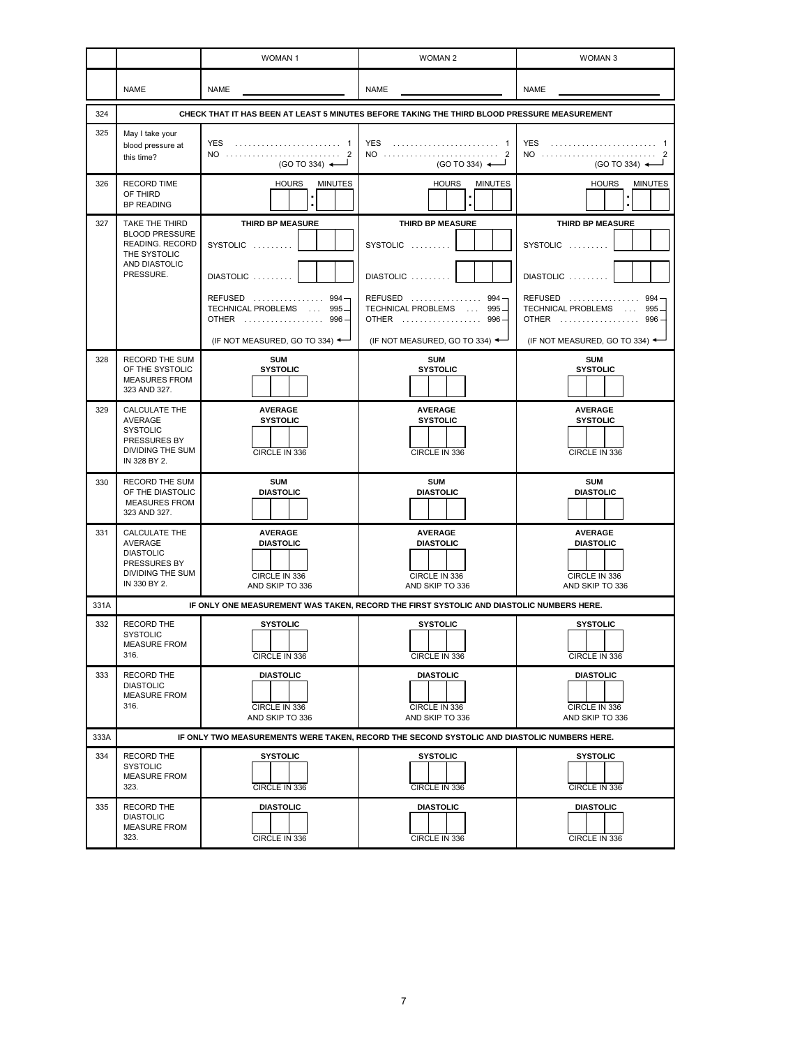| | | WOMAN 1 | WOMAN 2 | WOMAN 3 |
|---|---|---|---|---|
| | NAME | NAME ____________ | NAME ____________ | NAME ____________ |
| 324 | **CHECK THAT IT HAS BEEN AT LEAST 5 MINUTES BEFORE TAKING THE THIRD BLOOD PRESSURE MEASUREMENT** | | | |
| 325 | May I take your blood pressure at this time? | YES . . . . . . . . . . 1<br>NO . . . . . . . . . . 2<br>(GO TO 334) | YES . . . . . . . . . . 1<br>NO . . . . . . . . . . 2<br>(GO TO 334) | YES . . . . . . . . . . 1<br>NO . . . . . . . . . . 2<br>(GO TO 334) |
| 326 | RECORD TIME OF THIRD BP READING | HOURS : MINUTES | HOURS : MINUTES | HOURS : MINUTES |
| 327 | TAKE THE THIRD BLOOD PRESSURE READING. RECORD THE SYSTOLIC AND DIASTOLIC PRESSURE. | **THIRD BP MEASURE**<br>SYSTOLIC . . . . . . . . .<br>DIASTOLIC . . . . . . . . .<br>REFUSED . . . . . . . . 994<br>TECHNICAL PROBLEMS . . . 995<br>OTHER . . . . . . . . 996<br>(IF NOT MEASURED, GO TO 334) | **THIRD BP MEASURE**<br>SYSTOLIC . . . . . . . . .<br>DIASTOLIC . . . . . . . . .<br>REFUSED . . . . . . . . 994<br>TECHNICAL PROBLEMS . . . 995<br>OTHER . . . . . . . . 996<br>(IF NOT MEASURED, GO TO 334) | **THIRD BP MEASURE**<br>SYSTOLIC . . . . . . . . .<br>DIASTOLIC . . . . . . . . .<br>REFUSED . . . . . . . . 994<br>TECHNICAL PROBLEMS . . . 995<br>OTHER . . . . . . . . 996<br>(IF NOT MEASURED, GO TO 334) |
| 328 | RECORD THE SUM OF THE SYSTOLIC MEASURES FROM 323 AND 327. | **SUM SYSTOLIC** | **SUM SYSTOLIC** | **SUM SYSTOLIC** |
| 329 | CALCULATE THE AVERAGE SYSTOLIC PRESSURES BY DIVIDING THE SUM IN 328 BY 2. | **AVERAGE SYSTOLIC**<br>CIRCLE IN 336 | **AVERAGE SYSTOLIC**<br>CIRCLE IN 336 | **AVERAGE SYSTOLIC**<br>CIRCLE IN 336 |
| 330 | RECORD THE SUM OF THE DIASTOLIC MEASURES FROM 323 AND 327. | **SUM DIASTOLIC** | **SUM DIASTOLIC** | **SUM DIASTOLIC** |
| 331 | CALCULATE THE AVERAGE DIASTOLIC PRESSURES BY DIVIDING THE SUM IN 330 BY 2. | **AVERAGE DIASTOLIC**<br>CIRCLE IN 336<br>AND SKIP TO 336 | **AVERAGE DIASTOLIC**<br>CIRCLE IN 336<br>AND SKIP TO 336 | **AVERAGE DIASTOLIC**<br>CIRCLE IN 336<br>AND SKIP TO 336 |
| 331A | **IF ONLY ONE MEASUREMENT WAS TAKEN, RECORD THE FIRST SYSTOLIC AND DIASTOLIC NUMBERS HERE.** | | | |
| 332 | RECORD THE SYSTOLIC MEASURE FROM 316. | **SYSTOLIC**<br>CIRCLE IN 336 | **SYSTOLIC**<br>CIRCLE IN 336 | **SYSTOLIC**<br>CIRCLE IN 336 |
| 333 | RECORD THE DIASTOLIC MEASURE FROM 316. | **DIASTOLIC**<br>CIRCLE IN 336<br>AND SKIP TO 336 | **DIASTOLIC**<br>CIRCLE IN 336<br>AND SKIP TO 336 | **DIASTOLIC**<br>CIRCLE IN 336<br>AND SKIP TO 336 |
| 333A | **IF ONLY TWO MEASUREMENTS WERE TAKEN, RECORD THE SECOND SYSTOLIC AND DIASTOLIC NUMBERS HERE.** | | | |
| 334 | RECORD THE SYSTOLIC MEASURE FROM 323. | **SYSTOLIC**<br>CIRCLE IN 336 | **SYSTOLIC**<br>CIRCLE IN 336 | **SYSTOLIC**<br>CIRCLE IN 336 |
| 335 | RECORD THE DIASTOLIC MEASURE FROM 323. | **DIASTOLIC**<br>CIRCLE IN 336 | **DIASTOLIC**<br>CIRCLE IN 336 | **DIASTOLIC**<br>CIRCLE IN 336 |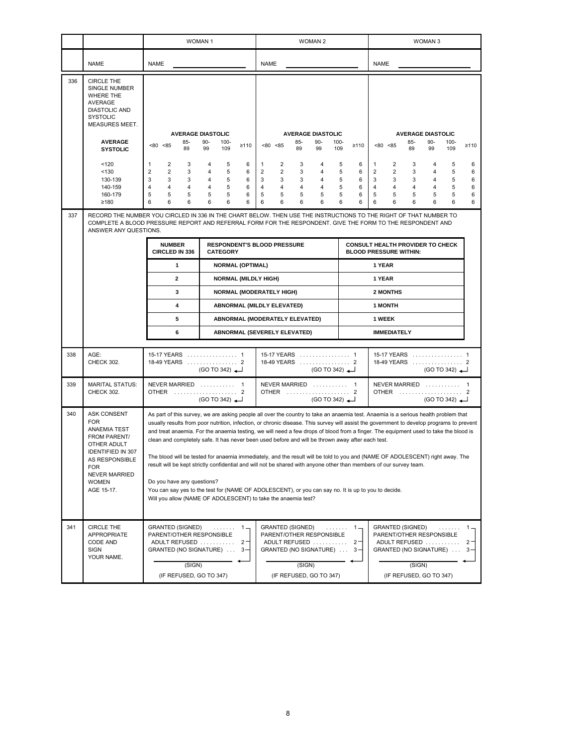| | | WOMAN 1 | WOMAN 2 | WOMAN 3 |
|---|---|---|---|---|
| | NAME | NAME ____________ | NAME ____________ | NAME ____________ |

**336** CIRCLE THE SINGLE NUMBER WHERE THE AVERAGE DIASTOLIC AND SYSTOLIC MEASURES MEET.

(Same grid for WOMAN 1, WOMAN 2, and WOMAN 3)

| AVERAGE SYSTOLIC | AVERAGE DIASTOLIC <80 | <85 | 85-89 | 90-99 | 100-109 | ≥110 |
|---|---|---|---|---|---|---|
| <120 | 1 | 2 | 3 | 4 | 5 | 6 |
| <130 | 2 | 2 | 3 | 4 | 5 | 6 |
| 130-139 | 3 | 3 | 3 | 4 | 5 | 6 |
| 140-159 | 4 | 4 | 4 | 4 | 5 | 6 |
| 160-179 | 5 | 5 | 5 | 5 | 5 | 6 |
| ≥180 | 6 | 6 | 6 | 6 | 6 | 6 |

**337** RECORD THE NUMBER YOU CIRCLED IN 336 IN THE CHART BELOW. THEN USE THE INSTRUCTIONS TO THE RIGHT OF THAT NUMBER TO COMPLETE A BLOOD PRESSURE REPORT AND REFERRAL FORM FOR THE RESPONDENT. GIVE THE FORM TO THE RESPONDENT AND ANSWER ANY QUESTIONS.

| NUMBER CIRCLED IN 336 | RESPONDENT'S BLOOD PRESSURE CATEGORY | CONSULT HEALTH PROVIDER TO CHECK BLOOD PRESSURE WITHIN: |
|---|---|---|
| 1 | NORMAL (OPTIMAL) | 1 YEAR |
| 2 | NORMAL (MILDLY HIGH) | 1 YEAR |
| 3 | NORMAL (MODERATELY HIGH) | 2 MONTHS |
| 4 | ABNORMAL (MILDLY ELEVATED) | 1 MONTH |
| 5 | ABNORMAL (MODERATELY ELEVATED) | 1 WEEK |
| 6 | ABNORMAL (SEVERELY ELEVATED) | IMMEDIATELY |

| | | WOMAN 1 | WOMAN 2 | WOMAN 3 |
|---|---|---|---|---|
| 338 | AGE: CHECK 302. | 15-17 YEARS . . . . . 1<br>18-49 YEARS . . . . . 2 (GO TO 342) | 15-17 YEARS . . . . . 1<br>18-49 YEARS . . . . . 2 (GO TO 342) | 15-17 YEARS . . . . . 1<br>18-49 YEARS . . . . . 2 (GO TO 342) |
| 339 | MARITAL STATUS: CHECK 302. | NEVER MARRIED . . . . . 1<br>OTHER . . . . . 2 (GO TO 342) | NEVER MARRIED . . . . . 1<br>OTHER . . . . . 2 (GO TO 342) | NEVER MARRIED . . . . . 1<br>OTHER . . . . . 2 (GO TO 342) |

**340** ASK CONSENT FOR ANAEMIA TEST FROM PARENT/ OTHER ADULT IDENTIFIED IN 307 AS RESPONSIBLE FOR NEVER MARRIED WOMEN AGE 15-17.

As part of this survey, we are asking people all over the country to take an anaemia test. Anaemia is a serious health problem that usually results from poor nutrition, infection, or chronic disease. This survey will assist the government to develop programs to prevent and treat anaemia. For the anaemia testing, we will need a few drops of blood from a finger. The equipment used to take the blood is clean and completely safe. It has never been used before and will be thrown away after each test.

The blood will be tested for anaemia immediately, and the result will be told to you and (NAME OF ADOLESCENT) right away. The result will be kept strictly confidential and will not be shared with anyone other than members of our survey team.

Do you have any questions?
You can say yes to the test for (NAME OF ADOLESCENT), or you can say no. It is up to you to decide.
Will you allow (NAME OF ADOLESCENT) to take the anaemia test?

| | | WOMAN 1 | WOMAN 2 | WOMAN 3 |
|---|---|---|---|---|
| 341 | CIRCLE THE APPROPRIATE CODE AND SIGN YOUR NAME. | GRANTED (SIGNED) . . . . . 1<br>PARENT/OTHER RESPONSIBLE ADULT REFUSED . . . . . 2<br>GRANTED (NO SIGNATURE) . . . 3<br>(SIGN)<br>(IF REFUSED, GO TO 347) | GRANTED (SIGNED) . . . . . 1<br>PARENT/OTHER RESPONSIBLE ADULT REFUSED . . . . . 2<br>GRANTED (NO SIGNATURE) . . . 3<br>(SIGN)<br>(IF REFUSED, GO TO 347) | GRANTED (SIGNED) . . . . . 1<br>PARENT/OTHER RESPONSIBLE ADULT REFUSED . . . . . 2<br>GRANTED (NO SIGNATURE) . . . 3<br>(SIGN)<br>(IF REFUSED, GO TO 347) |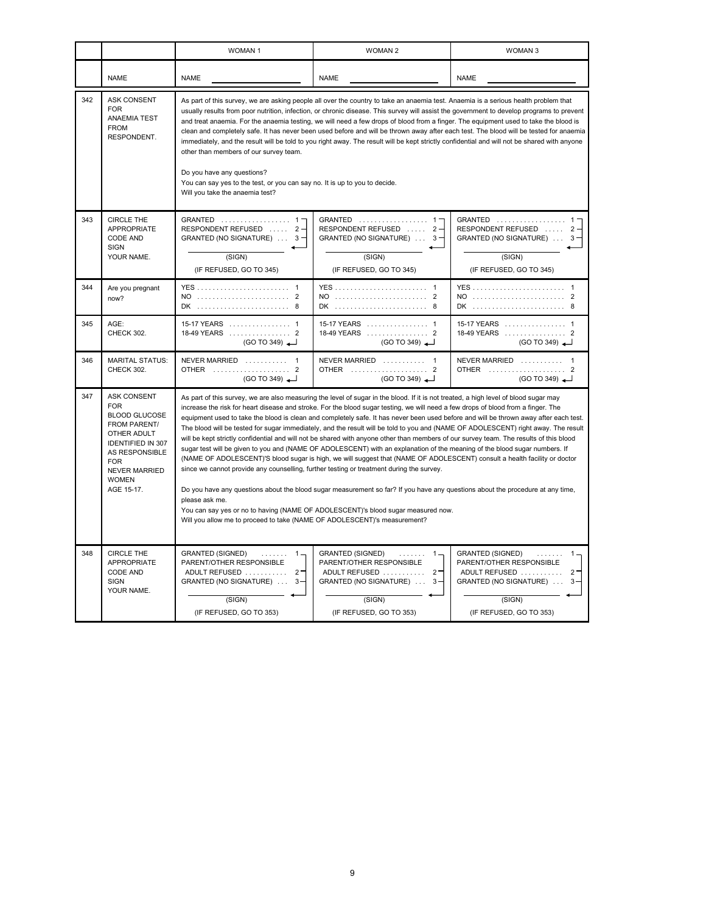| | | WOMAN 1 | WOMAN 2 | WOMAN 3 |
|---|---|---|---|---|
| | NAME | NAME ______________ | NAME ______________ | NAME ______________ |
| 342 | ASK CONSENT FOR ANAEMIA TEST FROM RESPONDENT. | As part of this survey, we are asking people all over the country to take an anaemia test. Anaemia is a serious health problem that usually results from poor nutrition, infection, or chronic disease. This survey will assist the government to develop programs to prevent and treat anaemia. For the anaemia testing, we will need a few drops of blood from a finger. The equipment used to take the blood is clean and completely safe. It has never been used before and will be thrown away after each test. The blood will be tested for anaemia immediately, and the result will be told to you right away. The result will be kept strictly confidential and will not be shared with anyone other than members of our survey team.<br><br>Do you have any questions?<br>You can say yes to the test, or you can say no. It is up to you to decide.<br>Will you take the anaemia test? | | |
| 343 | CIRCLE THE APPROPRIATE CODE AND SIGN YOUR NAME. | GRANTED . . . . . . . . . . . . . . . . . 1<br>RESPONDENT REFUSED . . . . . 2<br>GRANTED (NO SIGNATURE) . . . 3<br>______________<br>(SIGN)<br>(IF REFUSED, GO TO 345) | GRANTED . . . . . . . . . . . . . . . . . 1<br>RESPONDENT REFUSED . . . . . 2<br>GRANTED (NO SIGNATURE) . . . 3<br>______________<br>(SIGN)<br>(IF REFUSED, GO TO 345) | GRANTED . . . . . . . . . . . . . . . . . 1<br>RESPONDENT REFUSED . . . . . 2<br>GRANTED (NO SIGNATURE) . . . 3<br>______________<br>(SIGN)<br>(IF REFUSED, GO TO 345) |
| 344 | Are you pregnant now? | YES . . . . . . . . . . . . . . . . . . . . . . . 1<br>NO . . . . . . . . . . . . . . . . . . . . . . . 2<br>DK . . . . . . . . . . . . . . . . . . . . . . . 8 | YES . . . . . . . . . . . . . . . . . . . . . . . 1<br>NO . . . . . . . . . . . . . . . . . . . . . . . 2<br>DK . . . . . . . . . . . . . . . . . . . . . . . 8 | YES . . . . . . . . . . . . . . . . . . . . . . . 1<br>NO . . . . . . . . . . . . . . . . . . . . . . . 2<br>DK . . . . . . . . . . . . . . . . . . . . . . . 8 |
| 345 | AGE:<br>CHECK 302. | 15-17 YEARS . . . . . . . . . . . . . . . . 1<br>18-49 YEARS . . . . . . . . . . . . . . . . 2<br>(GO TO 349) | 15-17 YEARS . . . . . . . . . . . . . . . . 1<br>18-49 YEARS . . . . . . . . . . . . . . . . 2<br>(GO TO 349) | 15-17 YEARS . . . . . . . . . . . . . . . . 1<br>18-49 YEARS . . . . . . . . . . . . . . . . 2<br>(GO TO 349) |
| 346 | MARITAL STATUS:<br>CHECK 302. | NEVER MARRIED . . . . . . . . . . . 1<br>OTHER . . . . . . . . . . . . . . . . . . . . 2<br>(GO TO 349) | NEVER MARRIED . . . . . . . . . . . 1<br>OTHER . . . . . . . . . . . . . . . . . . . . 2<br>(GO TO 349) | NEVER MARRIED . . . . . . . . . . . 1<br>OTHER . . . . . . . . . . . . . . . . . . . . 2<br>(GO TO 349) |
| 347 | ASK CONSENT FOR BLOOD GLUCOSE FROM PARENT/ OTHER ADULT IDENTIFIED IN 307 AS RESPONSIBLE FOR NEVER MARRIED WOMEN AGE 15-17. | As part of this survey, we are also measuring the level of sugar in the blood. If it is not treated, a high level of blood sugar may increase the risk for heart disease and stroke. For the blood sugar testing, we will need a few drops of blood from a finger. The equipment used to take the blood is clean and completely safe. It has never been used before and will be thrown away after each test. The blood will be tested for sugar immediately, and the result will be told to you and (NAME OF ADOLESCENT) right away. The result will be kept strictly confidential and will not be shared with anyone other than members of our survey team. The results of this blood sugar test will be given to you and (NAME OF ADOLESCENT) with an explanation of the meaning of the blood sugar numbers. If (NAME OF ADOLESCENT)'S blood sugar is high, we will suggest that (NAME OF ADOLESCENT) consult a health facility or doctor since we cannot provide any counselling, further testing or treatment during the survey.<br><br>Do you have any questions about the blood sugar measurement so far? If you have any questions about the procedure at any time, please ask me.<br>You can say yes or no to having (NAME OF ADOLESCENT)'s blood sugar measured now.<br>Will you allow me to proceed to take (NAME OF ADOLESCENT)'s measurement? | | |
| 348 | CIRCLE THE APPROPRIATE CODE AND SIGN YOUR NAME. | GRANTED (SIGNED) . . . . . . . 1<br>PARENT/OTHER RESPONSIBLE ADULT REFUSED . . . . . . . . . . . 2<br>GRANTED (NO SIGNATURE) . . . 3<br>______________<br>(SIGN)<br>(IF REFUSED, GO TO 353) | GRANTED (SIGNED) . . . . . . . 1<br>PARENT/OTHER RESPONSIBLE ADULT REFUSED . . . . . . . . . . . 2<br>GRANTED (NO SIGNATURE) . . . 3<br>______________<br>(SIGN)<br>(IF REFUSED, GO TO 353) | GRANTED (SIGNED) . . . . . . . 1<br>PARENT/OTHER RESPONSIBLE ADULT REFUSED . . . . . . . . . . . 2<br>GRANTED (NO SIGNATURE) . . . 3<br>______________<br>(SIGN)<br>(IF REFUSED, GO TO 353) |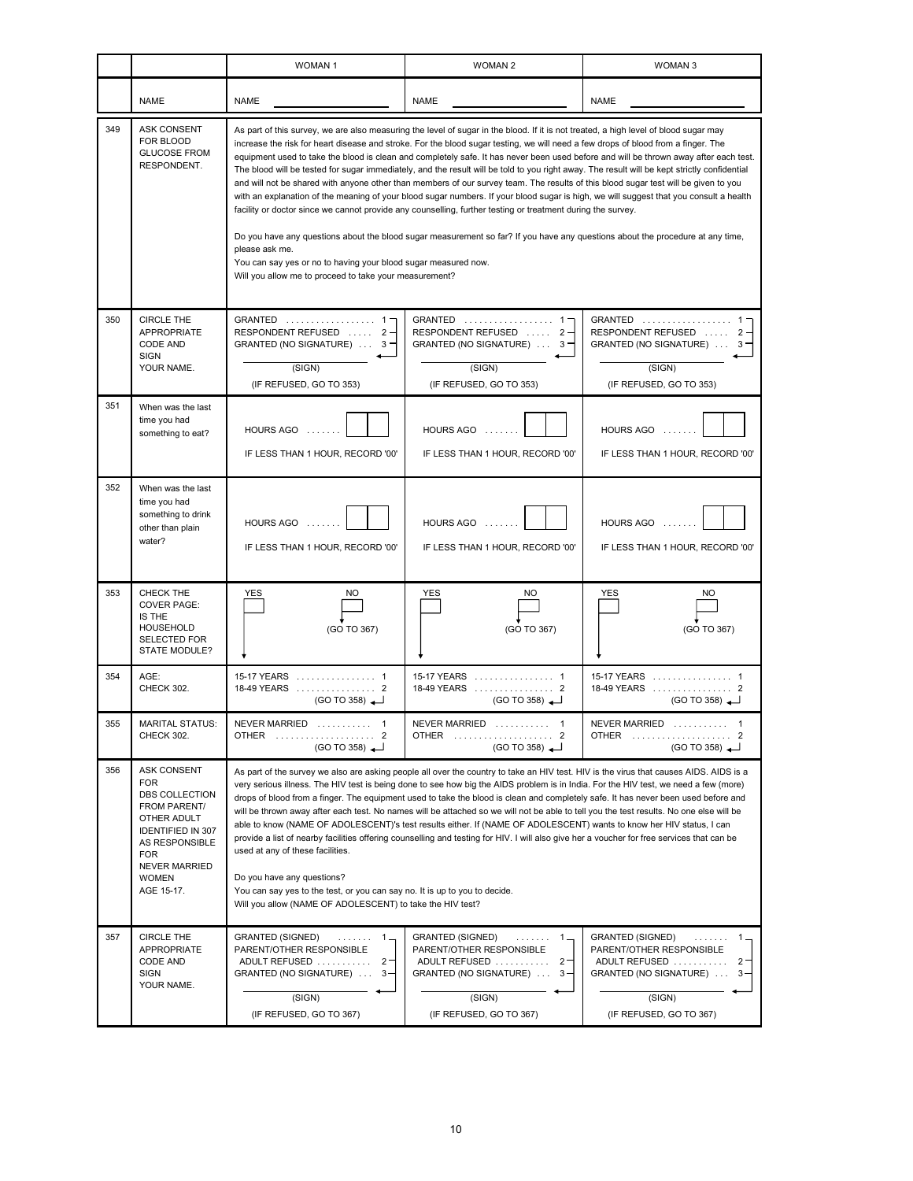| | | WOMAN 1 | WOMAN 2 | WOMAN 3 |
|---|---|---|---|---|
| | NAME | NAME ____________ | NAME ____________ | NAME ____________ |
| 349 | ASK CONSENT FOR BLOOD GLUCOSE FROM RESPONDENT. | As part of this survey, we are also measuring the level of sugar in the blood. If it is not treated, a high level of blood sugar may increase the risk for heart disease and stroke. For the blood sugar testing, we will need a few drops of blood from a finger. The equipment used to take the blood is clean and completely safe. It has never been used before and will be thrown away after each test. The blood will be tested for sugar immediately, and the result will be told to you right away. The result will be kept strictly confidential and will not be shared with anyone other than members of our survey team. The results of this blood sugar test will be given to you with an explanation of the meaning of your blood sugar numbers. If your blood sugar is high, we will suggest that you consult a health facility or doctor since we cannot provide any counselling, further testing or treatment during the survey.<br><br>Do you have any questions about the blood sugar measurement so far? If you have any questions about the procedure at any time, please ask me.<br>You can say yes or no to having your blood sugar measured now.<br>Will you allow me to proceed to take your measurement? | | |
| 350 | CIRCLE THE APPROPRIATE CODE AND SIGN YOUR NAME. | GRANTED .......... 1<br>RESPONDENT REFUSED ..... 2<br>GRANTED (NO SIGNATURE) ... 3<br>(SIGN)<br>(IF REFUSED, GO TO 353) | GRANTED .......... 1<br>RESPONDENT REFUSED ..... 2<br>GRANTED (NO SIGNATURE) ... 3<br>(SIGN)<br>(IF REFUSED, GO TO 353) | GRANTED .......... 1<br>RESPONDENT REFUSED ..... 2<br>GRANTED (NO SIGNATURE) ... 3<br>(SIGN)<br>(IF REFUSED, GO TO 353) |
| 351 | When was the last time you had something to eat? | HOURS AGO ....... [ ][ ]<br>IF LESS THAN 1 HOUR, RECORD '00' | HOURS AGO ....... [ ][ ]<br>IF LESS THAN 1 HOUR, RECORD '00' | HOURS AGO ....... [ ][ ]<br>IF LESS THAN 1 HOUR, RECORD '00' |
| 352 | When was the last time you had something to drink other than plain water? | HOURS AGO ....... [ ][ ]<br>IF LESS THAN 1 HOUR, RECORD '00' | HOURS AGO ....... [ ][ ]<br>IF LESS THAN 1 HOUR, RECORD '00' | HOURS AGO ....... [ ][ ]<br>IF LESS THAN 1 HOUR, RECORD '00' |
| 353 | CHECK THE COVER PAGE: IS THE HOUSEHOLD SELECTED FOR STATE MODULE? | YES [ ] NO [ ] (GO TO 367) | YES [ ] NO [ ] (GO TO 367) | YES [ ] NO [ ] (GO TO 367) |
| 354 | AGE: CHECK 302. | 15-17 YEARS .......... 1<br>18-49 YEARS .......... 2<br>(GO TO 358) | 15-17 YEARS .......... 1<br>18-49 YEARS .......... 2<br>(GO TO 358) | 15-17 YEARS .......... 1<br>18-49 YEARS .......... 2<br>(GO TO 358) |
| 355 | MARITAL STATUS: CHECK 302. | NEVER MARRIED .......... 1<br>OTHER .......... 2<br>(GO TO 358) | NEVER MARRIED .......... 1<br>OTHER .......... 2<br>(GO TO 358) | NEVER MARRIED .......... 1<br>OTHER .......... 2<br>(GO TO 358) |
| 356 | ASK CONSENT FOR DBS COLLECTION FROM PARENT/ OTHER ADULT IDENTIFIED IN 307 AS RESPONSIBLE FOR NEVER MARRIED WOMEN AGE 15-17. | As part of the survey we also are asking people all over the country to take an HIV test. HIV is the virus that causes AIDS. AIDS is a very serious illness. The HIV test is being done to see how big the AIDS problem is in India. For the HIV test, we need a few (more) drops of blood from a finger. The equipment used to take the blood is clean and completely safe. It has never been used before and will be thrown away after each test. No names will be attached so we will not be able to tell you the test results. No one else will be able to know (NAME OF ADOLESCENT)'s test results either. If (NAME OF ADOLESCENT) wants to know her HIV status, I can provide a list of nearby facilities offering counselling and testing for HIV. I will also give her a voucher for free services that can be used at any of these facilities.<br><br>Do you have any questions?<br>You can say yes to the test, or you can say no. It is up to you to decide.<br>Will you allow (NAME OF ADOLESCENT) to take the HIV test? | | |
| 357 | CIRCLE THE APPROPRIATE CODE AND SIGN YOUR NAME. | GRANTED (SIGNED) ....... 1<br>PARENT/OTHER RESPONSIBLE ADULT REFUSED .......... 2<br>GRANTED (NO SIGNATURE) ... 3<br>(SIGN)<br>(IF REFUSED, GO TO 367) | GRANTED (SIGNED) ....... 1<br>PARENT/OTHER RESPONSIBLE ADULT REFUSED .......... 2<br>GRANTED (NO SIGNATURE) ... 3<br>(SIGN)<br>(IF REFUSED, GO TO 367) | GRANTED (SIGNED) ....... 1<br>PARENT/OTHER RESPONSIBLE ADULT REFUSED .......... 2<br>GRANTED (NO SIGNATURE) ... 3<br>(SIGN)<br>(IF REFUSED, GO TO 367) |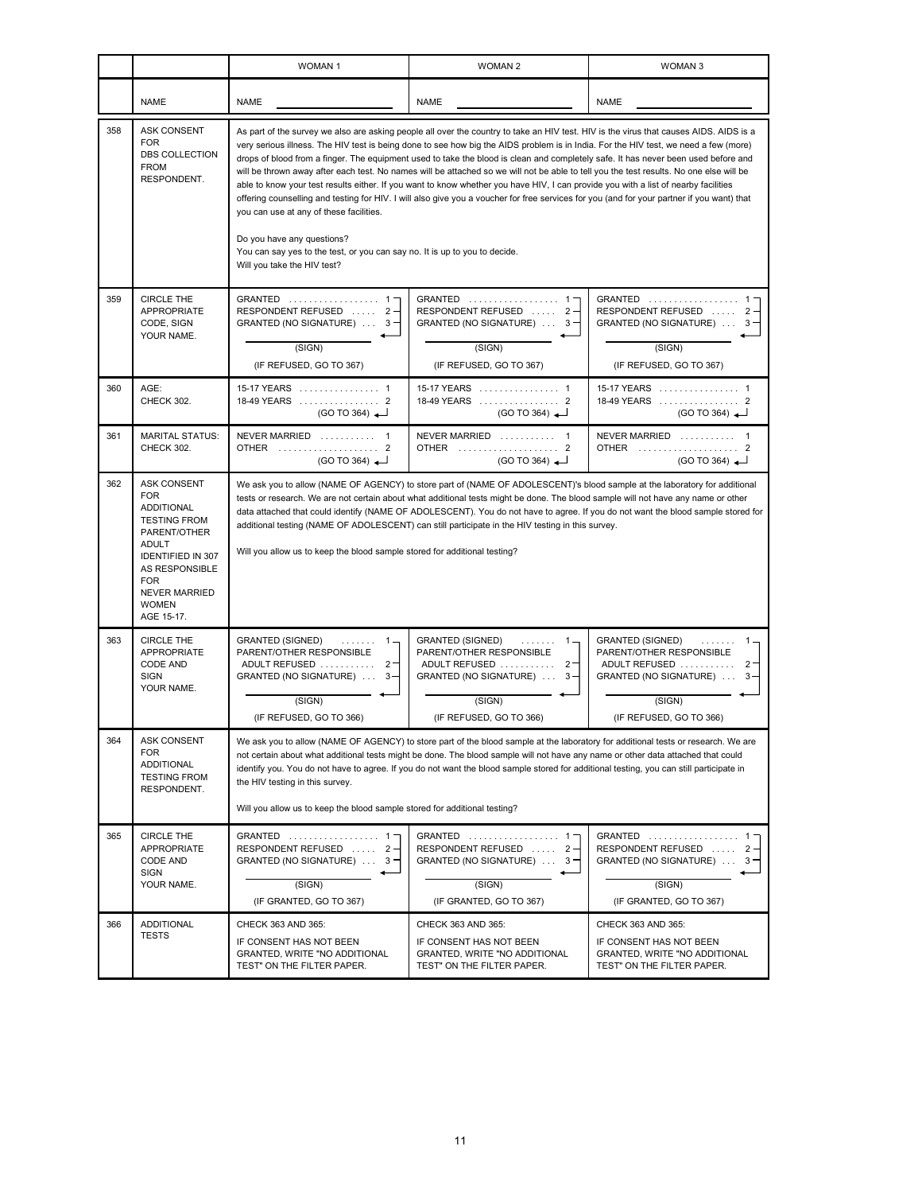|  |  | WOMAN 1 | WOMAN 2 | WOMAN 3 |
|---|---|---|---|---|
|  | NAME | NAME ____________ | NAME ____________ | NAME ____________ |
| 358 | ASK CONSENT FOR DBS COLLECTION FROM RESPONDENT. | As part of the survey we also are asking people all over the country to take an HIV test. HIV is the virus that causes AIDS. AIDS is a very serious illness. The HIV test is being done to see how big the AIDS problem is in India. For the HIV test, we need a few (more) drops of blood from a finger. The equipment used to take the blood is clean and completely safe. It has never been used before and will be thrown away after each test. No names will be attached so we will not be able to tell you the test results. No one else will be able to know your test results either. If you want to know whether you have HIV, I can provide you with a list of nearby facilities offering counselling and testing for HIV. I will also give you a voucher for free services for you (and for your partner if you want) that you can use at any of these facilities.<br><br>Do you have any questions?<br>You can say yes to the test, or you can say no. It is up to you to decide.<br>Will you take the HIV test? | | |
| 359 | CIRCLE THE APPROPRIATE CODE, SIGN YOUR NAME. | GRANTED . . . . . . . . . . . . . . . . . 1<br>RESPONDENT REFUSED . . . . . 2<br>GRANTED (NO SIGNATURE) . . . 3<br>____________ (SIGN)<br>(IF REFUSED, GO TO 367) | GRANTED . . . . . . . . . . . . . . . . . 1<br>RESPONDENT REFUSED . . . . . 2<br>GRANTED (NO SIGNATURE) . . . 3<br>____________ (SIGN)<br>(IF REFUSED, GO TO 367) | GRANTED . . . . . . . . . . . . . . . . . 1<br>RESPONDENT REFUSED . . . . . 2<br>GRANTED (NO SIGNATURE) . . . 3<br>____________ (SIGN)<br>(IF REFUSED, GO TO 367) |
| 360 | AGE: CHECK 302. | 15-17 YEARS . . . . . . . . . . . . . . . . 1<br>18-49 YEARS . . . . . . . . . . . . . . . . 2<br>(GO TO 364) | 15-17 YEARS . . . . . . . . . . . . . . . . 1<br>18-49 YEARS . . . . . . . . . . . . . . . . 2<br>(GO TO 364) | 15-17 YEARS . . . . . . . . . . . . . . . . 1<br>18-49 YEARS . . . . . . . . . . . . . . . . 2<br>(GO TO 364) |
| 361 | MARITAL STATUS: CHECK 302. | NEVER MARRIED . . . . . . . . . . . 1<br>OTHER . . . . . . . . . . . . . . . . . . . . 2<br>(GO TO 364) | NEVER MARRIED . . . . . . . . . . . 1<br>OTHER . . . . . . . . . . . . . . . . . . . . 2<br>(GO TO 364) | NEVER MARRIED . . . . . . . . . . . 1<br>OTHER . . . . . . . . . . . . . . . . . . . . 2<br>(GO TO 364) |
| 362 | ASK CONSENT FOR ADDITIONAL TESTING FROM PARENT/OTHER ADULT IDENTIFIED IN 307 AS RESPONSIBLE FOR NEVER MARRIED WOMEN AGE 15-17. | We ask you to allow (NAME OF AGENCY) to store part of (NAME OF ADOLESCENT)'s blood sample at the laboratory for additional tests or research. We are not certain about what additional tests might be done. The blood sample will not have any name or other data attached that could identify (NAME OF ADOLESCENT). You do not have to agree. If you do not want the blood sample stored for additional testing (NAME OF ADOLESCENT) can still participate in the HIV testing in this survey.<br><br>Will you allow us to keep the blood sample stored for additional testing? | | |
| 363 | CIRCLE THE APPROPRIATE CODE AND SIGN YOUR NAME. | GRANTED (SIGNED) . . . . . . . 1<br>PARENT/OTHER RESPONSIBLE ADULT REFUSED . . . . . . . . . . . 2<br>GRANTED (NO SIGNATURE) . . . 3<br>____________ (SIGN)<br>(IF REFUSED, GO TO 366) | GRANTED (SIGNED) . . . . . . . 1<br>PARENT/OTHER RESPONSIBLE ADULT REFUSED . . . . . . . . . . . 2<br>GRANTED (NO SIGNATURE) . . . 3<br>____________ (SIGN)<br>(IF REFUSED, GO TO 366) | GRANTED (SIGNED) . . . . . . . 1<br>PARENT/OTHER RESPONSIBLE ADULT REFUSED . . . . . . . . . . . 2<br>GRANTED (NO SIGNATURE) . . . 3<br>____________ (SIGN)<br>(IF REFUSED, GO TO 366) |
| 364 | ASK CONSENT FOR ADDITIONAL TESTING FROM RESPONDENT. | We ask you to allow (NAME OF AGENCY) to store part of the blood sample at the laboratory for additional tests or research. We are not certain about what additional tests might be done. The blood sample will not have any name or other data attached that could identify you. You do not have to agree. If you do not want the blood sample stored for additional testing, you can still participate in the HIV testing in this survey.<br><br>Will you allow us to keep the blood sample stored for additional testing? | | |
| 365 | CIRCLE THE APPROPRIATE CODE AND SIGN YOUR NAME. | GRANTED . . . . . . . . . . . . . . . . . 1<br>RESPONDENT REFUSED . . . . . 2<br>GRANTED (NO SIGNATURE) . . . 3<br>____________ (SIGN)<br>(IF GRANTED, GO TO 367) | GRANTED . . . . . . . . . . . . . . . . . 1<br>RESPONDENT REFUSED . . . . . 2<br>GRANTED (NO SIGNATURE) . . . 3<br>____________ (SIGN)<br>(IF GRANTED, GO TO 367) | GRANTED . . . . . . . . . . . . . . . . . 1<br>RESPONDENT REFUSED . . . . . 2<br>GRANTED (NO SIGNATURE) . . . 3<br>____________ (SIGN)<br>(IF GRANTED, GO TO 367) |
| 366 | ADDITIONAL TESTS | CHECK 363 AND 365:<br>IF CONSENT HAS NOT BEEN GRANTED, WRITE "NO ADDITIONAL TEST" ON THE FILTER PAPER. | CHECK 363 AND 365:<br>IF CONSENT HAS NOT BEEN GRANTED, WRITE "NO ADDITIONAL TEST" ON THE FILTER PAPER. | CHECK 363 AND 365:<br>IF CONSENT HAS NOT BEEN GRANTED, WRITE "NO ADDITIONAL TEST" ON THE FILTER PAPER. |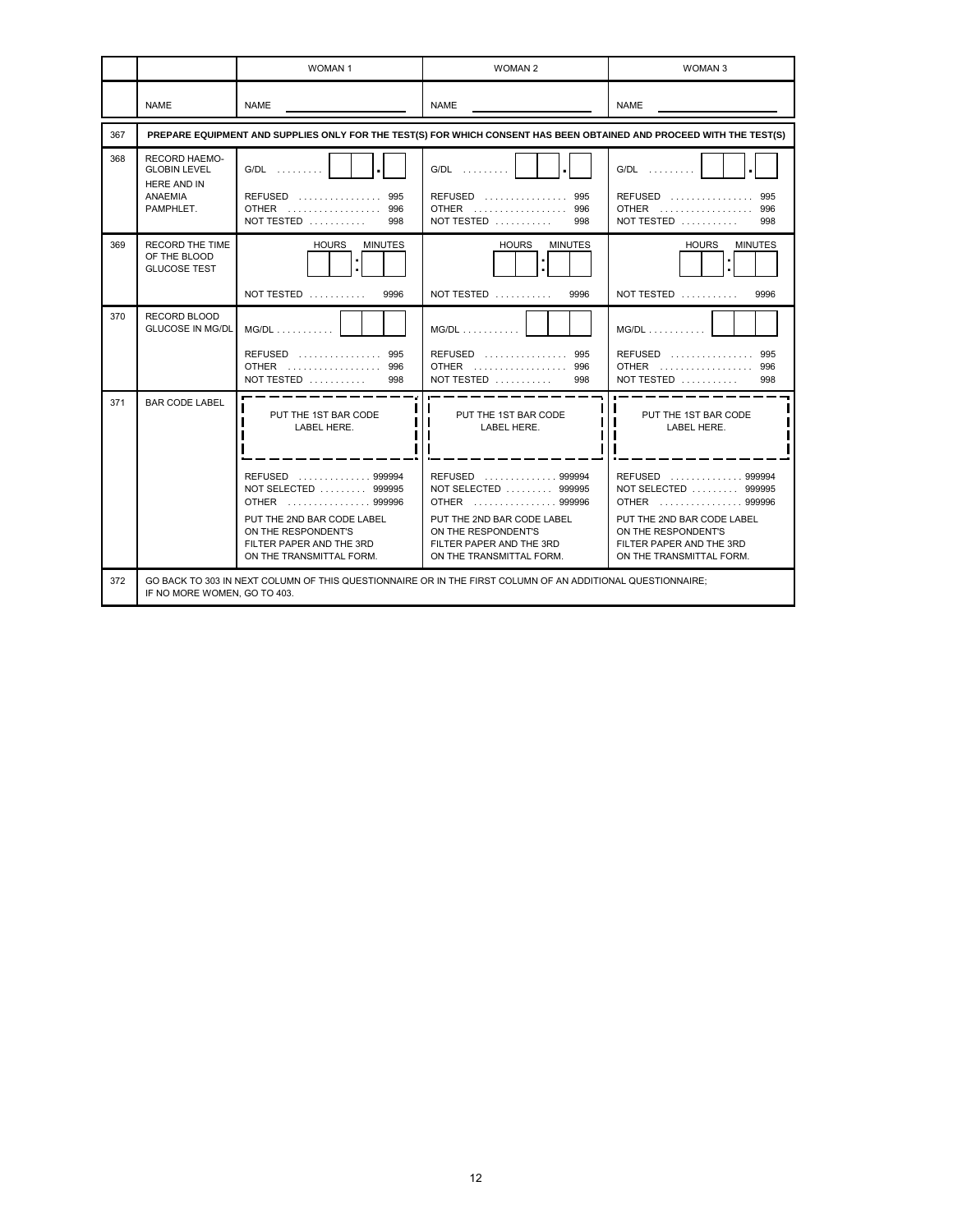| | | WOMAN 1 | WOMAN 2 | WOMAN 3 |
|---|---|---|---|---|
| | NAME | NAME ____________ | NAME ____________ | NAME ____________ |
| 367 | PREPARE EQUIPMENT AND SUPPLIES ONLY FOR THE TEST(S) FOR WHICH CONSENT HAS BEEN OBTAINED AND PROCEED WITH THE TEST(S) | | | |
| 368 | RECORD HAEMO-GLOBIN LEVEL HERE AND IN ANAEMIA PAMPHLET. | G/DL . . . . . . . . . [ ][ ].[ ]<br>REFUSED . . . . . . . . . . . . . . . . 995<br>OTHER . . . . . . . . . . . . . . . . . . 996<br>NOT TESTED . . . . . . . . . . . 998 | G/DL . . . . . . . . . [ ][ ].[ ]<br>REFUSED . . . . . . . . . . . . . . . . 995<br>OTHER . . . . . . . . . . . . . . . . . . 996<br>NOT TESTED . . . . . . . . . . . 998 | G/DL . . . . . . . . . [ ][ ].[ ]<br>REFUSED . . . . . . . . . . . . . . . . 995<br>OTHER . . . . . . . . . . . . . . . . . . 996<br>NOT TESTED . . . . . . . . . . . 998 |
| 369 | RECORD THE TIME OF THE BLOOD GLUCOSE TEST | HOURS MINUTES<br>[ ][ ] : [ ][ ]<br>NOT TESTED . . . . . . . . . . . 9996 | HOURS MINUTES<br>[ ][ ] : [ ][ ]<br>NOT TESTED . . . . . . . . . . . 9996 | HOURS MINUTES<br>[ ][ ] : [ ][ ]<br>NOT TESTED . . . . . . . . . . . 9996 |
| 370 | RECORD BLOOD GLUCOSE IN MG/DL | MG/DL . . . . . . . . . . . [ ][ ][ ]<br>REFUSED . . . . . . . . . . . . . . . . 995<br>OTHER . . . . . . . . . . . . . . . . . . 996<br>NOT TESTED . . . . . . . . . . . 998 | MG/DL . . . . . . . . . . . [ ][ ][ ]<br>REFUSED . . . . . . . . . . . . . . . . 995<br>OTHER . . . . . . . . . . . . . . . . . . 996<br>NOT TESTED . . . . . . . . . . . 998 | MG/DL . . . . . . . . . . . [ ][ ][ ]<br>REFUSED . . . . . . . . . . . . . . . . 995<br>OTHER . . . . . . . . . . . . . . . . . . 996<br>NOT TESTED . . . . . . . . . . . 998 |
| 371 | BAR CODE LABEL | PUT THE 1ST BAR CODE LABEL HERE.<br>REFUSED . . . . . . . . . . . . . . 999994<br>NOT SELECTED . . . . . . . . . 999995<br>OTHER . . . . . . . . . . . . . . . . 999996<br>PUT THE 2ND BAR CODE LABEL ON THE RESPONDENT'S FILTER PAPER AND THE 3RD ON THE TRANSMITTAL FORM. | PUT THE 1ST BAR CODE LABEL HERE.<br>REFUSED . . . . . . . . . . . . . . 999994<br>NOT SELECTED . . . . . . . . . 999995<br>OTHER . . . . . . . . . . . . . . . . 999996<br>PUT THE 2ND BAR CODE LABEL ON THE RESPONDENT'S FILTER PAPER AND THE 3RD ON THE TRANSMITTAL FORM. | PUT THE 1ST BAR CODE LABEL HERE.<br>REFUSED . . . . . . . . . . . . . . 999994<br>NOT SELECTED . . . . . . . . . 999995<br>OTHER . . . . . . . . . . . . . . . . 999996<br>PUT THE 2ND BAR CODE LABEL ON THE RESPONDENT'S FILTER PAPER AND THE 3RD ON THE TRANSMITTAL FORM. |
| 372 | GO BACK TO 303 IN NEXT COLUMN OF THIS QUESTIONNAIRE OR IN THE FIRST COLUMN OF AN ADDITIONAL QUESTIONNAIRE; IF NO MORE WOMEN, GO TO 403. | | | |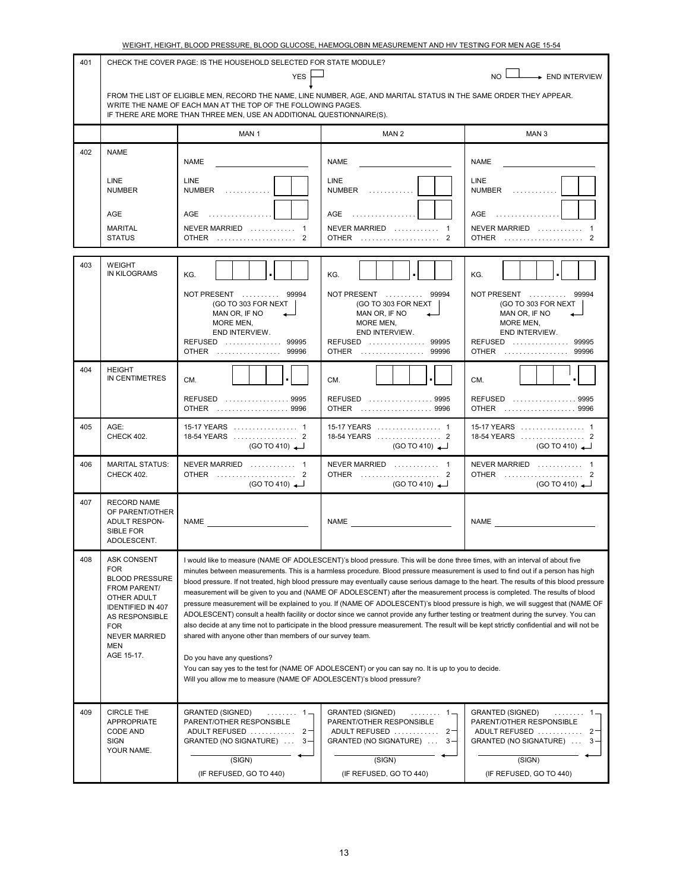WEIGHT, HEIGHT, BLOOD PRESSURE, BLOOD GLUCOSE, HAEMOGLOBIN MEASUREMENT AND HIV TESTING FOR MEN AGE 15-54

| 401 | CHECK THE COVER PAGE: IS THE HOUSEHOLD SELECTED FOR STATE MODULE? YES ↓ / NO → END INTERVIEW<br><br>FROM THE LIST OF ELIGIBLE MEN, RECORD THE NAME, LINE NUMBER, AGE, AND MARITAL STATUS IN THE SAME ORDER THEY APPEAR. WRITE THE NAME OF EACH MAN AT THE TOP OF THE FOLLOWING PAGES. IF THERE ARE MORE THAN THREE MEN, USE AN ADDITIONAL QUESTIONNAIRE(S). | | |
|---|---|---|---|

| | | MAN 1 | MAN 2 | MAN 3 |
|---|---|---|---|---|
| 402 | NAME<br><br>LINE NUMBER<br><br>AGE<br><br>MARITAL STATUS | NAME ____<br><br>LINE NUMBER . . . . . . . . . . . [ ][ ]<br><br>AGE . . . . . . . . . . . . . . . . [ ][ ]<br><br>NEVER MARRIED . . . . . . . . . . . 1<br>OTHER . . . . . . . . . . . . . . . . . . . . 2 | NAME ____<br><br>LINE NUMBER . . . . . . . . . . . [ ][ ]<br><br>AGE . . . . . . . . . . . . . . . . [ ][ ]<br><br>NEVER MARRIED . . . . . . . . . . . 1<br>OTHER . . . . . . . . . . . . . . . . . . . . 2 | NAME ____<br><br>LINE NUMBER . . . . . . . . . . . [ ][ ]<br><br>AGE . . . . . . . . . . . . . . . . [ ][ ]<br><br>NEVER MARRIED . . . . . . . . . . . 1<br>OTHER . . . . . . . . . . . . . . . . . . . . 2 |
| 403 | WEIGHT IN KILOGRAMS | KG. [ ][ ][ ] . [ ][ ]<br><br>NOT PRESENT . . . . . . . . . . 99994<br>(GO TO 303 FOR NEXT MAN OR, IF NO MORE MEN, END INTERVIEW.<br>REFUSED . . . . . . . . . . . . . . . 99995<br>OTHER . . . . . . . . . . . . . . . . . 99996 | KG. [ ][ ][ ] . [ ][ ]<br><br>NOT PRESENT . . . . . . . . . . 99994<br>(GO TO 303 FOR NEXT MAN OR, IF NO MORE MEN, END INTERVIEW.<br>REFUSED . . . . . . . . . . . . . . . 99995<br>OTHER . . . . . . . . . . . . . . . . . 99996 | KG. [ ][ ][ ] . [ ][ ]<br><br>NOT PRESENT . . . . . . . . . . 99994<br>(GO TO 303 FOR NEXT MAN OR, IF NO MORE MEN, END INTERVIEW.<br>REFUSED . . . . . . . . . . . . . . . 99995<br>OTHER . . . . . . . . . . . . . . . . . 99996 |
| 404 | HEIGHT IN CENTIMETRES | CM. [ ][ ][ ] . [ ]<br><br>REFUSED . . . . . . . . . . . . . . . . . 9995<br>OTHER . . . . . . . . . . . . . . . . . . . 9996 | CM. [ ][ ][ ] . [ ]<br><br>REFUSED . . . . . . . . . . . . . . . . . 9995<br>OTHER . . . . . . . . . . . . . . . . . . . 9996 | CM. [ ][ ][ ] . [ ]<br><br>REFUSED . . . . . . . . . . . . . . . . . 9995<br>OTHER . . . . . . . . . . . . . . . . . . . 9996 |
| 405 | AGE: CHECK 402. | 15-17 YEARS . . . . . . . . . . . . . . . . 1<br>18-54 YEARS . . . . . . . . . . . . . . . . 2<br>(GO TO 410) | 15-17 YEARS . . . . . . . . . . . . . . . . 1<br>18-54 YEARS . . . . . . . . . . . . . . . . 2<br>(GO TO 410) | 15-17 YEARS . . . . . . . . . . . . . . . . 1<br>18-54 YEARS . . . . . . . . . . . . . . . . 2<br>(GO TO 410) |
| 406 | MARITAL STATUS: CHECK 402. | NEVER MARRIED . . . . . . . . . . . 1<br>OTHER . . . . . . . . . . . . . . . . . . . . 2<br>(GO TO 410) | NEVER MARRIED . . . . . . . . . . . 1<br>OTHER . . . . . . . . . . . . . . . . . . . . 2<br>(GO TO 410) | NEVER MARRIED . . . . . . . . . . . 1<br>OTHER . . . . . . . . . . . . . . . . . . . . 2<br>(GO TO 410) |
| 407 | RECORD NAME OF PARENT/OTHER ADULT RESPONSIBLE FOR ADOLESCENT. | NAME ____ | NAME ____ | NAME ____ |
| 408 | ASK CONSENT FOR BLOOD PRESSURE FROM PARENT/ OTHER ADULT IDENTIFIED IN 407 AS RESPONSIBLE FOR NEVER MARRIED MEN AGE 15-17. | I would like to measure (NAME OF ADOLESCENT)'s blood pressure. This will be done three times, with an interval of about five minutes between measurements. This is a harmless procedure. Blood pressure measurement is used to find out if a person has high blood pressure. If not treated, high blood pressure may eventually cause serious damage to the heart. The results of this blood pressure measurement will be given to you and (NAME OF ADOLESCENT) after the measurement process is completed. The results of blood pressure measurement will be explained to you. If (NAME OF ADOLESCENT)'s blood pressure is high, we will suggest that (NAME OF ADOLESCENT) consult a health facility or doctor since we cannot provide any further testing or treatment during the survey. You can also decide at any time not to participate in the blood pressure measurement. The result will be kept strictly confidential and will not be shared with anyone other than members of our survey team.<br><br>Do you have any questions?<br>You can say yes to the test for (NAME OF ADOLESCENT) or you can say no. It is up to you to decide.<br>Will you allow me to measure (NAME OF ADOLESCENT)'s blood pressure? | | |
| 409 | CIRCLE THE APPROPRIATE CODE AND SIGN YOUR NAME. | GRANTED (SIGNED) . . . . . . . . 1<br>PARENT/OTHER RESPONSIBLE ADULT REFUSED . . . . . . . . . . . . 2<br>GRANTED (NO SIGNATURE) . . . 3<br><br>____ (SIGN)<br><br>(IF REFUSED, GO TO 440) | GRANTED (SIGNED) . . . . . . . . 1<br>PARENT/OTHER RESPONSIBLE ADULT REFUSED . . . . . . . . . . . . 2<br>GRANTED (NO SIGNATURE) . . . 3<br><br>____ (SIGN)<br><br>(IF REFUSED, GO TO 440) | GRANTED (SIGNED) . . . . . . . . 1<br>PARENT/OTHER RESPONSIBLE ADULT REFUSED . . . . . . . . . . . . 2<br>GRANTED (NO SIGNATURE) . . . 3<br><br>____ (SIGN)<br><br>(IF REFUSED, GO TO 440) |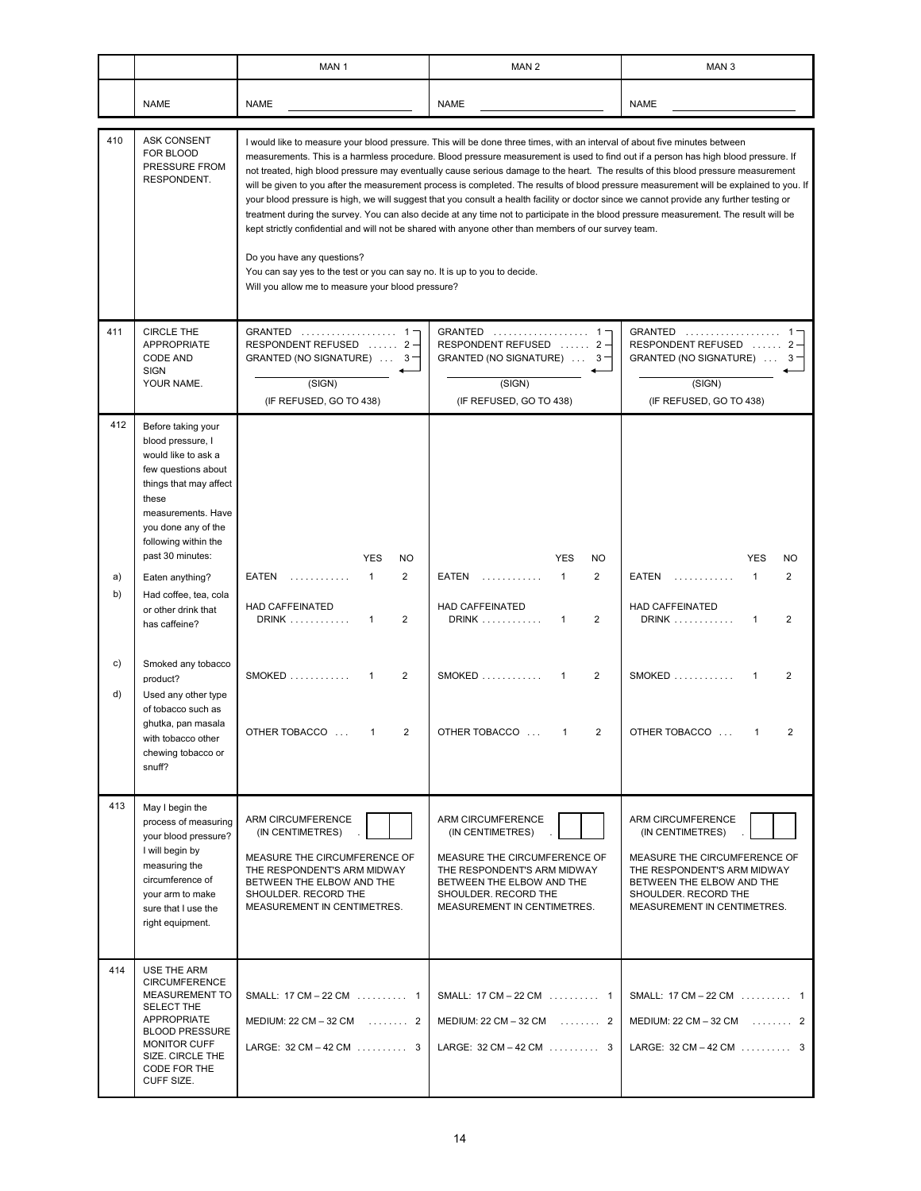| | | MAN 1 | MAN 2 | MAN 3 |
|---|---|---|---|---|
| | NAME | NAME ________ | NAME ________ | NAME ________ |
| 410 | ASK CONSENT FOR BLOOD PRESSURE FROM RESPONDENT. | I would like to measure your blood pressure. This will be done three times, with an interval of about five minutes between measurements. This is a harmless procedure. Blood pressure measurement is used to find out if a person has high blood pressure. If not treated, high blood pressure may eventually cause serious damage to the heart. The results of this blood pressure measurement will be given to you after the measurement process is completed. The results of blood pressure measurement will be explained to you. If your blood pressure is high, we will suggest that you consult a health facility or doctor since we cannot provide any further testing or treatment during the survey. You can also decide at any time not to participate in the blood pressure measurement. The result will be kept strictly confidential and will not be shared with anyone other than members of our survey team.<br><br>Do you have any questions?<br>You can say yes to the test or you can say no. It is up to you to decide.<br>Will you allow me to measure your blood pressure? | | |
| 411 | CIRCLE THE APPROPRIATE CODE AND SIGN YOUR NAME. | GRANTED . . . . . . . . . . . . . . . . . . 1<br>RESPONDENT REFUSED . . . . . . 2<br>GRANTED (NO SIGNATURE) . . . 3<br><br>________<br>(SIGN)<br><br>(IF REFUSED, GO TO 438) | GRANTED . . . . . . . . . . . . . . . . . . 1<br>RESPONDENT REFUSED . . . . . . 2<br>GRANTED (NO SIGNATURE) . . . 3<br><br>________<br>(SIGN)<br><br>(IF REFUSED, GO TO 438) | GRANTED . . . . . . . . . . . . . . . . . . 1<br>RESPONDENT REFUSED . . . . . . 2<br>GRANTED (NO SIGNATURE) . . . 3<br><br>________<br>(SIGN)<br><br>(IF REFUSED, GO TO 438) |
| 412 | Before taking your blood pressure, I would like to ask a few questions about things that may affect these measurements. Have you done any of the following within the past 30 minutes: | YES NO | YES NO | YES NO |
| a) | Eaten anything? | EATEN . . . . . . . . . . . . 1 2 | EATEN . . . . . . . . . . . . 1 2 | EATEN . . . . . . . . . . . . 1 2 |
| b) | Had coffee, tea, cola or other drink that has caffeine? | HAD CAFFEINATED DRINK . . . . . . . . . . . . 1 2 | HAD CAFFEINATED DRINK . . . . . . . . . . . . 1 2 | HAD CAFFEINATED DRINK . . . . . . . . . . . . 1 2 |
| c) | Smoked any tobacco product? | SMOKED . . . . . . . . . . . . 1 2 | SMOKED . . . . . . . . . . . . 1 2 | SMOKED . . . . . . . . . . . . 1 2 |
| d) | Used any other type of tobacco such as ghutka, pan masala with tobacco other chewing tobacco or snuff? | OTHER TOBACCO . . . 1 2 | OTHER TOBACCO . . . 1 2 | OTHER TOBACCO . . . 1 2 |
| 413 | May I begin the process of measuring your blood pressure? I will begin by measuring the circumference of your arm to make sure that I use the right equipment. | ARM CIRCUMFERENCE (IN CENTIMETRES) . [ ][ ]<br><br>MEASURE THE CIRCUMFERENCE OF THE RESPONDENT'S ARM MIDWAY BETWEEN THE ELBOW AND THE SHOULDER. RECORD THE MEASUREMENT IN CENTIMETRES. | ARM CIRCUMFERENCE (IN CENTIMETRES) . [ ][ ]<br><br>MEASURE THE CIRCUMFERENCE OF THE RESPONDENT'S ARM MIDWAY BETWEEN THE ELBOW AND THE SHOULDER. RECORD THE MEASUREMENT IN CENTIMETRES. | ARM CIRCUMFERENCE (IN CENTIMETRES) . [ ][ ]<br><br>MEASURE THE CIRCUMFERENCE OF THE RESPONDENT'S ARM MIDWAY BETWEEN THE ELBOW AND THE SHOULDER. RECORD THE MEASUREMENT IN CENTIMETRES. |
| 414 | USE THE ARM CIRCUMFERENCE MEASUREMENT TO SELECT THE APPROPRIATE BLOOD PRESSURE MONITOR CUFF SIZE. CIRCLE THE CODE FOR THE CUFF SIZE. | SMALL: 17 CM – 22 CM . . . . . . . . . . 1<br>MEDIUM: 22 CM – 32 CM . . . . . . . . 2<br>LARGE: 32 CM – 42 CM . . . . . . . . . . 3 | SMALL: 17 CM – 22 CM . . . . . . . . . . 1<br>MEDIUM: 22 CM – 32 CM . . . . . . . . 2<br>LARGE: 32 CM – 42 CM . . . . . . . . . . 3 | SMALL: 17 CM – 22 CM . . . . . . . . . . 1<br>MEDIUM: 22 CM – 32 CM . . . . . . . . 2<br>LARGE: 32 CM – 42 CM . . . . . . . . . . 3 |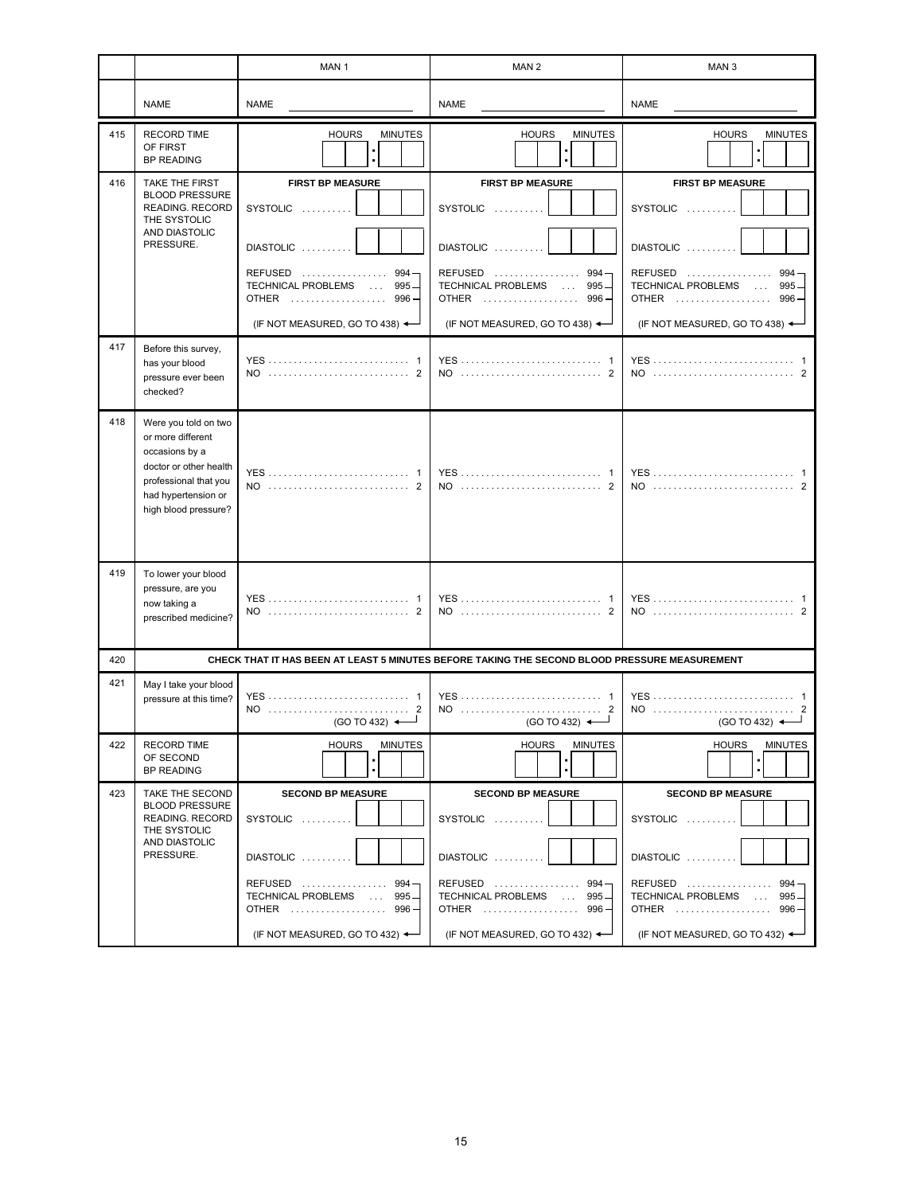|  |  | MAN 1 | MAN 2 | MAN 3 |
|---|---|---|---|---|
|  | NAME | NAME ____________ | NAME ____________ | NAME ____________ |
| 415 | RECORD TIME OF FIRST BP READING | HOURS : MINUTES | HOURS : MINUTES | HOURS : MINUTES |
| 416 | TAKE THE FIRST BLOOD PRESSURE READING. RECORD THE SYSTOLIC AND DIASTOLIC PRESSURE. | **FIRST BP MEASURE**<br>SYSTOLIC . . . . . . . . . .<br>DIASTOLIC . . . . . . . . . .<br>REFUSED . . . . . . . . . . . . . . . . 994<br>TECHNICAL PROBLEMS . . . 995<br>OTHER . . . . . . . . . . . . . . . . . . 996<br>(IF NOT MEASURED, GO TO 438) | **FIRST BP MEASURE**<br>SYSTOLIC . . . . . . . . . .<br>DIASTOLIC . . . . . . . . . .<br>REFUSED . . . . . . . . . . . . . . . . 994<br>TECHNICAL PROBLEMS . . . 995<br>OTHER . . . . . . . . . . . . . . . . . . 996<br>(IF NOT MEASURED, GO TO 438) | **FIRST BP MEASURE**<br>SYSTOLIC . . . . . . . . . .<br>DIASTOLIC . . . . . . . . . .<br>REFUSED . . . . . . . . . . . . . . . . 994<br>TECHNICAL PROBLEMS . . . 995<br>OTHER . . . . . . . . . . . . . . . . . . 996<br>(IF NOT MEASURED, GO TO 438) |
| 417 | Before this survey, has your blood pressure ever been checked? | YES . . . . . . . . . . . . . . . . . . . . . . . . . . . 1<br>NO . . . . . . . . . . . . . . . . . . . . . . . . . . . 2 | YES . . . . . . . . . . . . . . . . . . . . . . . . . . . 1<br>NO . . . . . . . . . . . . . . . . . . . . . . . . . . . 2 | YES . . . . . . . . . . . . . . . . . . . . . . . . . . . 1<br>NO . . . . . . . . . . . . . . . . . . . . . . . . . . . 2 |
| 418 | Were you told on two or more different occasions by a doctor or other health professional that you had hypertension or high blood pressure? | YES . . . . . . . . . . . . . . . . . . . . . . . . . . . 1<br>NO . . . . . . . . . . . . . . . . . . . . . . . . . . . 2 | YES . . . . . . . . . . . . . . . . . . . . . . . . . . . 1<br>NO . . . . . . . . . . . . . . . . . . . . . . . . . . . 2 | YES . . . . . . . . . . . . . . . . . . . . . . . . . . . 1<br>NO . . . . . . . . . . . . . . . . . . . . . . . . . . . 2 |
| 419 | To lower your blood pressure, are you now taking a prescribed medicine? | YES . . . . . . . . . . . . . . . . . . . . . . . . . . . 1<br>NO . . . . . . . . . . . . . . . . . . . . . . . . . . . 2 | YES . . . . . . . . . . . . . . . . . . . . . . . . . . . 1<br>NO . . . . . . . . . . . . . . . . . . . . . . . . . . . 2 | YES . . . . . . . . . . . . . . . . . . . . . . . . . . . 1<br>NO . . . . . . . . . . . . . . . . . . . . . . . . . . . 2 |
| 420 | **CHECK THAT IT HAS BEEN AT LEAST 5 MINUTES BEFORE TAKING THE SECOND BLOOD PRESSURE MEASUREMENT** |  |  |  |
| 421 | May I take your blood pressure at this time? | YES . . . . . . . . . . . . . . . . . . . . . . . . . . . 1<br>NO . . . . . . . . . . . . . . . . . . . . . . . . . . . 2<br>(GO TO 432) | YES . . . . . . . . . . . . . . . . . . . . . . . . . . . 1<br>NO . . . . . . . . . . . . . . . . . . . . . . . . . . . 2<br>(GO TO 432) | YES . . . . . . . . . . . . . . . . . . . . . . . . . . . 1<br>NO . . . . . . . . . . . . . . . . . . . . . . . . . . . 2<br>(GO TO 432) |
| 422 | RECORD TIME OF SECOND BP READING | HOURS : MINUTES | HOURS : MINUTES | HOURS : MINUTES |
| 423 | TAKE THE SECOND BLOOD PRESSURE READING. RECORD THE SYSTOLIC AND DIASTOLIC PRESSURE. | **SECOND BP MEASURE**<br>SYSTOLIC . . . . . . . . . .<br>DIASTOLIC . . . . . . . . . .<br>REFUSED . . . . . . . . . . . . . . . . 994<br>TECHNICAL PROBLEMS . . . 995<br>OTHER . . . . . . . . . . . . . . . . . . 996<br>(IF NOT MEASURED, GO TO 432) | **SECOND BP MEASURE**<br>SYSTOLIC . . . . . . . . . .<br>DIASTOLIC . . . . . . . . . .<br>REFUSED . . . . . . . . . . . . . . . . 994<br>TECHNICAL PROBLEMS . . . 995<br>OTHER . . . . . . . . . . . . . . . . . . 996<br>(IF NOT MEASURED, GO TO 432) | **SECOND BP MEASURE**<br>SYSTOLIC . . . . . . . . . .<br>DIASTOLIC . . . . . . . . . .<br>REFUSED . . . . . . . . . . . . . . . . 994<br>TECHNICAL PROBLEMS . . . 995<br>OTHER . . . . . . . . . . . . . . . . . . 996<br>(IF NOT MEASURED, GO TO 432) |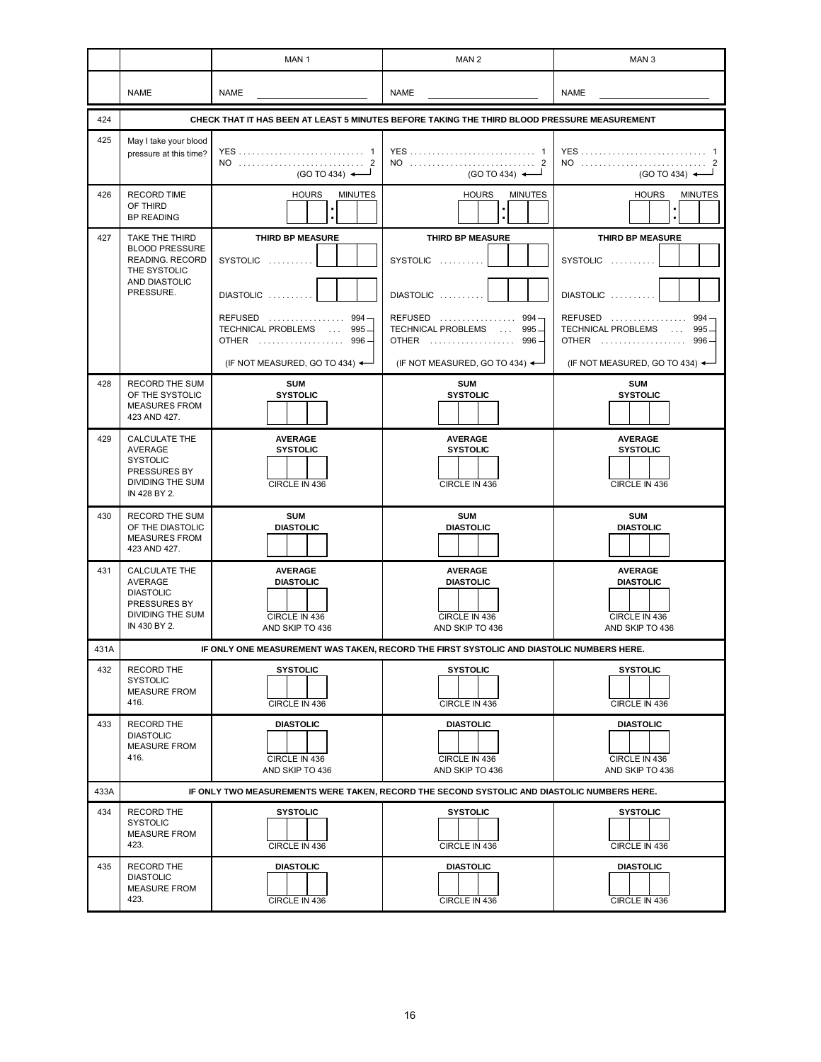| | | MAN 1 | MAN 2 | MAN 3 |
|---|---|---|---|---|
| | NAME | NAME ____________ | NAME ____________ | NAME ____________ |
| 424 | CHECK THAT IT HAS BEEN AT LEAST 5 MINUTES BEFORE TAKING THE THIRD BLOOD PRESSURE MEASUREMENT | | | |
| 425 | May I take your blood pressure at this time? | YES . . . . . . . . . . 1<br>NO . . . . . . . . . . 2<br>(GO TO 434) | YES . . . . . . . . . . 1<br>NO . . . . . . . . . . 2<br>(GO TO 434) | YES . . . . . . . . . . 1<br>NO . . . . . . . . . . 2<br>(GO TO 434) |
| 426 | RECORD TIME OF THIRD BP READING | HOURS : MINUTES | HOURS : MINUTES | HOURS : MINUTES |
| 427 | TAKE THE THIRD BLOOD PRESSURE READING. RECORD THE SYSTOLIC AND DIASTOLIC PRESSURE. | **THIRD BP MEASURE**<br>SYSTOLIC . . . . . . . . . . [ ]<br>DIASTOLIC . . . . . . . . . . [ ]<br>REFUSED . . . . . . . . . . 994<br>TECHNICAL PROBLEMS . . . 995<br>OTHER . . . . . . . . . . 996<br>(IF NOT MEASURED, GO TO 434) | **THIRD BP MEASURE**<br>SYSTOLIC . . . . . . . . . . [ ]<br>DIASTOLIC . . . . . . . . . . [ ]<br>REFUSED . . . . . . . . . . 994<br>TECHNICAL PROBLEMS . . . 995<br>OTHER . . . . . . . . . . 996<br>(IF NOT MEASURED, GO TO 434) | **THIRD BP MEASURE**<br>SYSTOLIC . . . . . . . . . . [ ]<br>DIASTOLIC . . . . . . . . . . [ ]<br>REFUSED . . . . . . . . . . 994<br>TECHNICAL PROBLEMS . . . 995<br>OTHER . . . . . . . . . . 996<br>(IF NOT MEASURED, GO TO 434) |
| 428 | RECORD THE SUM OF THE SYSTOLIC MEASURES FROM 423 AND 427. | **SUM SYSTOLIC** | **SUM SYSTOLIC** | **SUM SYSTOLIC** |
| 429 | CALCULATE THE AVERAGE SYSTOLIC PRESSURES BY DIVIDING THE SUM IN 428 BY 2. | **AVERAGE SYSTOLIC**<br>CIRCLE IN 436 | **AVERAGE SYSTOLIC**<br>CIRCLE IN 436 | **AVERAGE SYSTOLIC**<br>CIRCLE IN 436 |
| 430 | RECORD THE SUM OF THE DIASTOLIC MEASURES FROM 423 AND 427. | **SUM DIASTOLIC** | **SUM DIASTOLIC** | **SUM DIASTOLIC** |
| 431 | CALCULATE THE AVERAGE DIASTOLIC PRESSURES BY DIVIDING THE SUM IN 430 BY 2. | **AVERAGE DIASTOLIC**<br>CIRCLE IN 436<br>AND SKIP TO 436 | **AVERAGE DIASTOLIC**<br>CIRCLE IN 436<br>AND SKIP TO 436 | **AVERAGE DIASTOLIC**<br>CIRCLE IN 436<br>AND SKIP TO 436 |
| 431A | IF ONLY ONE MEASUREMENT WAS TAKEN, RECORD THE FIRST SYSTOLIC AND DIASTOLIC NUMBERS HERE. | | | |
| 432 | RECORD THE SYSTOLIC MEASURE FROM 416. | **SYSTOLIC**<br>CIRCLE IN 436 | **SYSTOLIC**<br>CIRCLE IN 436 | **SYSTOLIC**<br>CIRCLE IN 436 |
| 433 | RECORD THE DIASTOLIC MEASURE FROM 416. | **DIASTOLIC**<br>CIRCLE IN 436<br>AND SKIP TO 436 | **DIASTOLIC**<br>CIRCLE IN 436<br>AND SKIP TO 436 | **DIASTOLIC**<br>CIRCLE IN 436<br>AND SKIP TO 436 |
| 433A | IF ONLY TWO MEASUREMENTS WERE TAKEN, RECORD THE SECOND SYSTOLIC AND DIASTOLIC NUMBERS HERE. | | | |
| 434 | RECORD THE SYSTOLIC MEASURE FROM 423. | **SYSTOLIC**<br>CIRCLE IN 436 | **SYSTOLIC**<br>CIRCLE IN 436 | **SYSTOLIC**<br>CIRCLE IN 436 |
| 435 | RECORD THE DIASTOLIC MEASURE FROM 423. | **DIASTOLIC**<br>CIRCLE IN 436 | **DIASTOLIC**<br>CIRCLE IN 436 | **DIASTOLIC**<br>CIRCLE IN 436 |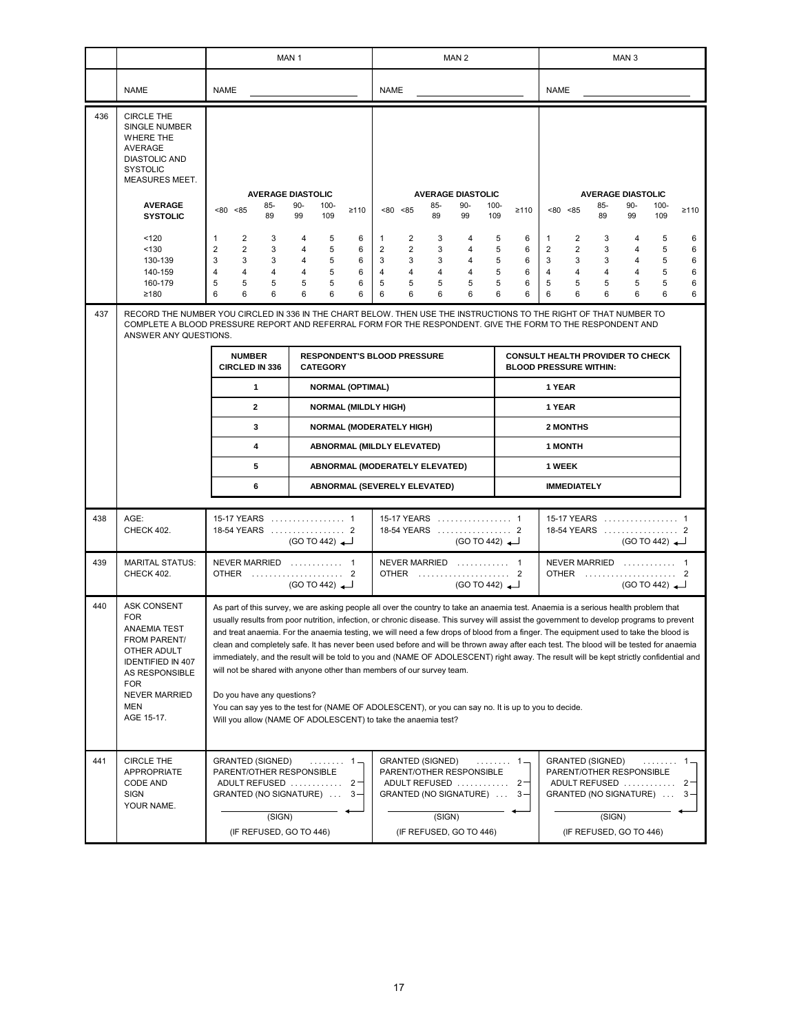| | | MAN 1 | MAN 2 | MAN 3 |
|---|---|---|---|---|
| | NAME | NAME | NAME | NAME |

**436** CIRCLE THE SINGLE NUMBER WHERE THE AVERAGE DIASTOLIC AND SYSTOLIC MEASURES MEET.

(Same grid for MAN 1, MAN 2, MAN 3)

| AVERAGE SYSTOLIC | AVERAGE DIASTOLIC <80 | <85 | 85-89 | 90-99 | 100-109 | ≥110 |
|---|---|---|---|---|---|---|
| <120 | 1 | 2 | 3 | 4 | 5 | 6 |
| <130 | 2 | 2 | 3 | 4 | 5 | 6 |
| 130-139 | 3 | 3 | 3 | 4 | 5 | 6 |
| 140-159 | 4 | 4 | 4 | 4 | 5 | 6 |
| 160-179 | 5 | 5 | 5 | 5 | 5 | 6 |
| ≥180 | 6 | 6 | 6 | 6 | 6 | 6 |

**437** RECORD THE NUMBER YOU CIRCLED IN 336 IN THE CHART BELOW. THEN USE THE INSTRUCTIONS TO THE RIGHT OF THAT NUMBER TO COMPLETE A BLOOD PRESSURE REPORT AND REFERRAL FORM FOR THE RESPONDENT. GIVE THE FORM TO THE RESPONDENT AND ANSWER ANY QUESTIONS.

| NUMBER CIRCLED IN 336 | RESPONDENT'S BLOOD PRESSURE CATEGORY | CONSULT HEALTH PROVIDER TO CHECK BLOOD PRESSURE WITHIN: |
|---|---|---|
| 1 | NORMAL (OPTIMAL) | 1 YEAR |
| 2 | NORMAL (MILDLY HIGH) | 1 YEAR |
| 3 | NORMAL (MODERATELY HIGH) | 2 MONTHS |
| 4 | ABNORMAL (MILDLY ELEVATED) | 1 MONTH |
| 5 | ABNORMAL (MODERATELY ELEVATED) | 1 WEEK |
| 6 | ABNORMAL (SEVERELY ELEVATED) | IMMEDIATELY |

| | | MAN 1 | MAN 2 | MAN 3 |
|---|---|---|---|---|
| 438 | AGE: CHECK 402. | 15-17 YEARS . . . . . . . . . . 1<br>18-54 YEARS . . . . . . . . . . 2 (GO TO 442) | 15-17 YEARS . . . . . . . . . . 1<br>18-54 YEARS . . . . . . . . . . 2 (GO TO 442) | 15-17 YEARS . . . . . . . . . . 1<br>18-54 YEARS . . . . . . . . . . 2 (GO TO 442) |
| 439 | MARITAL STATUS: CHECK 402. | NEVER MARRIED . . . . . . . . 1<br>OTHER . . . . . . . . . . 2 (GO TO 442) | NEVER MARRIED . . . . . . . . 1<br>OTHER . . . . . . . . . . 2 (GO TO 442) | NEVER MARRIED . . . . . . . . 1<br>OTHER . . . . . . . . . . 2 (GO TO 442) |

**440** ASK CONSENT FOR ANAEMIA TEST FROM PARENT/ OTHER ADULT IDENTIFIED IN 407 AS RESPONSIBLE FOR NEVER MARRIED MEN AGE 15-17.

As part of this survey, we are asking people all over the country to take an anaemia test. Anaemia is a serious health problem that usually results from poor nutrition, infection, or chronic disease. This survey will assist the government to develop programs to prevent and treat anaemia. For the anaemia testing, we will need a few drops of blood from a finger. The equipment used to take the blood is clean and completely safe. It has never been used before and will be thrown away after each test. The blood will be tested for anaemia immediately, and the result will be told to you and (NAME OF ADOLESCENT) right away. The result will be kept strictly confidential and will not be shared with anyone other than members of our survey team.

Do you have any questions?
You can say yes to the test for (NAME OF ADOLESCENT), or you can say no. It is up to you to decide.
Will you allow (NAME OF ADOLESCENT) to take the anaemia test?

| | | MAN 1 | MAN 2 | MAN 3 |
|---|---|---|---|---|
| 441 | CIRCLE THE APPROPRIATE CODE AND SIGN YOUR NAME. | GRANTED (SIGNED) . . . . . . . 1<br>PARENT/OTHER RESPONSIBLE ADULT REFUSED . . . . . . . . 2<br>GRANTED (NO SIGNATURE) . . . 3<br>(SIGN)<br>(IF REFUSED, GO TO 446) | GRANTED (SIGNED) . . . . . . . 1<br>PARENT/OTHER RESPONSIBLE ADULT REFUSED . . . . . . . . 2<br>GRANTED (NO SIGNATURE) . . . 3<br>(SIGN)<br>(IF REFUSED, GO TO 446) | GRANTED (SIGNED) . . . . . . . 1<br>PARENT/OTHER RESPONSIBLE ADULT REFUSED . . . . . . . . 2<br>GRANTED (NO SIGNATURE) . . . 3<br>(SIGN)<br>(IF REFUSED, GO TO 446) |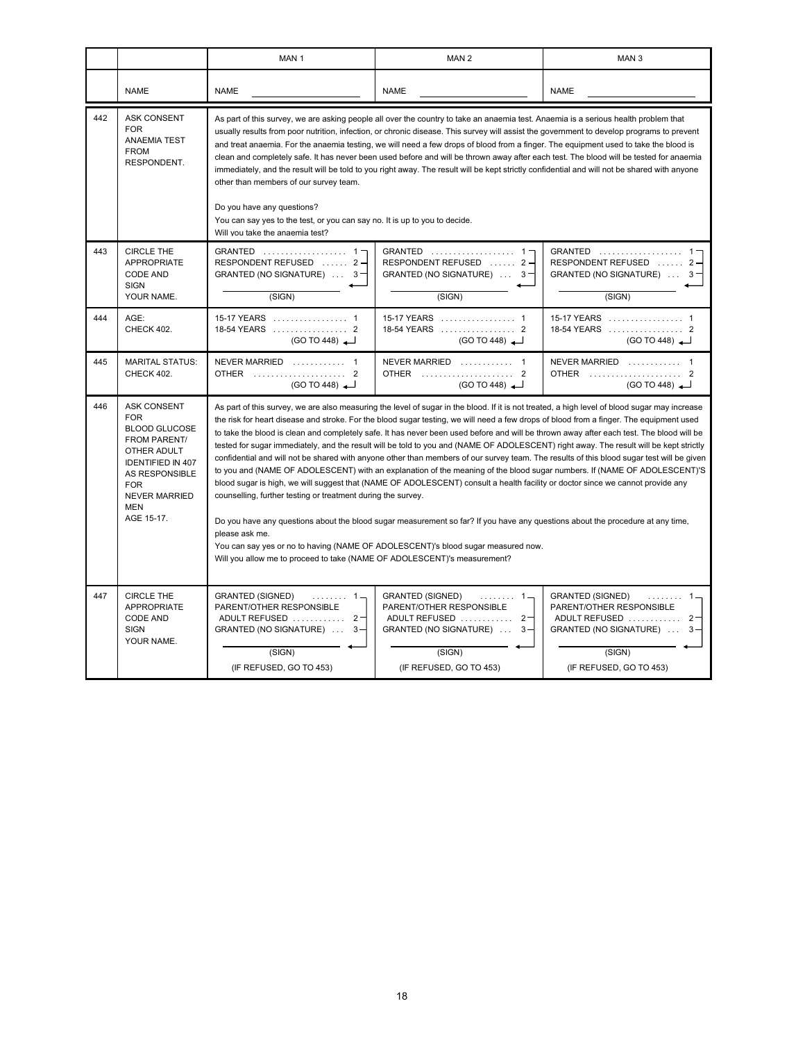| | | MAN 1 | MAN 2 | MAN 3 |
|---|---|---|---|---|
| | NAME | NAME ____________ | NAME ____________ | NAME ____________ |
| 442 | ASK CONSENT FOR ANAEMIA TEST FROM RESPONDENT. | As part of this survey, we are asking people all over the country to take an anaemia test. Anaemia is a serious health problem that usually results from poor nutrition, infection, or chronic disease. This survey will assist the government to develop programs to prevent and treat anaemia. For the anaemia testing, we will need a few drops of blood from a finger. The equipment used to take the blood is clean and completely safe. It has never been used before and will be thrown away after each test. The blood will be tested for anaemia immediately, and the result will be told to you right away. The result will be kept strictly confidential and will not be shared with anyone other than members of our survey team.<br><br>Do you have any questions?<br>You can say yes to the test, or you can say no. It is up to you to decide.<br>Will you take the anaemia test? | | |
| 443 | CIRCLE THE APPROPRIATE CODE AND SIGN YOUR NAME. | GRANTED . . . . . . . . . . 1<br>RESPONDENT REFUSED . . . . 2<br>GRANTED (NO SIGNATURE) . . . 3<br>____________<br>(SIGN) | GRANTED . . . . . . . . . . 1<br>RESPONDENT REFUSED . . . . 2<br>GRANTED (NO SIGNATURE) . . . 3<br>____________<br>(SIGN) | GRANTED . . . . . . . . . . 1<br>RESPONDENT REFUSED . . . . 2<br>GRANTED (NO SIGNATURE) . . . 3<br>____________<br>(SIGN) |
| 444 | AGE:<br>CHECK 402. | 15-17 YEARS . . . . . . . . . 1<br>18-54 YEARS . . . . . . . . . 2<br>(GO TO 448) | 15-17 YEARS . . . . . . . . . 1<br>18-54 YEARS . . . . . . . . . 2<br>(GO TO 448) | 15-17 YEARS . . . . . . . . . 1<br>18-54 YEARS . . . . . . . . . 2<br>(GO TO 448) |
| 445 | MARITAL STATUS:<br>CHECK 402. | NEVER MARRIED . . . . . . . 1<br>OTHER . . . . . . . . . . . . 2<br>(GO TO 448) | NEVER MARRIED . . . . . . . 1<br>OTHER . . . . . . . . . . . . 2<br>(GO TO 448) | NEVER MARRIED . . . . . . . 1<br>OTHER . . . . . . . . . . . . 2<br>(GO TO 448) |
| 446 | ASK CONSENT FOR BLOOD GLUCOSE FROM PARENT/ OTHER ADULT IDENTIFIED IN 407 AS RESPONSIBLE FOR NEVER MARRIED MEN AGE 15-17. | As part of this survey, we are also measuring the level of sugar in the blood. If it is not treated, a high level of blood sugar may increase the risk for heart disease and stroke. For the blood sugar testing, we will need a few drops of blood from a finger. The equipment used to take the blood is clean and completely safe. It has never been used before and will be thrown away after each test. The blood will be tested for sugar immediately, and the result will be told to you and (NAME OF ADOLESCENT) right away. The result will be kept strictly confidential and will not be shared with anyone other than members of our survey team. The results of this blood sugar test will be given to you and (NAME OF ADOLESCENT) with an explanation of the meaning of the blood sugar numbers. If (NAME OF ADOLESCENT)'S blood sugar is high, we will suggest that (NAME OF ADOLESCENT) consult a health facility or doctor since we cannot provide any counselling, further testing or treatment during the survey.<br><br>Do you have any questions about the blood sugar measurement so far? If you have any questions about the procedure at any time, please ask me.<br>You can say yes or no to having (NAME OF ADOLESCENT)'s blood sugar measured now.<br>Will you allow me to proceed to take (NAME OF ADOLESCENT)'s measurement? | | |
| 447 | CIRCLE THE APPROPRIATE CODE AND SIGN YOUR NAME. | GRANTED (SIGNED) . . . . . . 1<br>PARENT/OTHER RESPONSIBLE ADULT REFUSED . . . . . . 2<br>GRANTED (NO SIGNATURE) . . . 3<br>____________<br>(SIGN)<br>(IF REFUSED, GO TO 453) | GRANTED (SIGNED) . . . . . . 1<br>PARENT/OTHER RESPONSIBLE ADULT REFUSED . . . . . . 2<br>GRANTED (NO SIGNATURE) . . . 3<br>____________<br>(SIGN)<br>(IF REFUSED, GO TO 453) | GRANTED (SIGNED) . . . . . . 1<br>PARENT/OTHER RESPONSIBLE ADULT REFUSED . . . . . . 2<br>GRANTED (NO SIGNATURE) . . . 3<br>____________<br>(SIGN)<br>(IF REFUSED, GO TO 453) |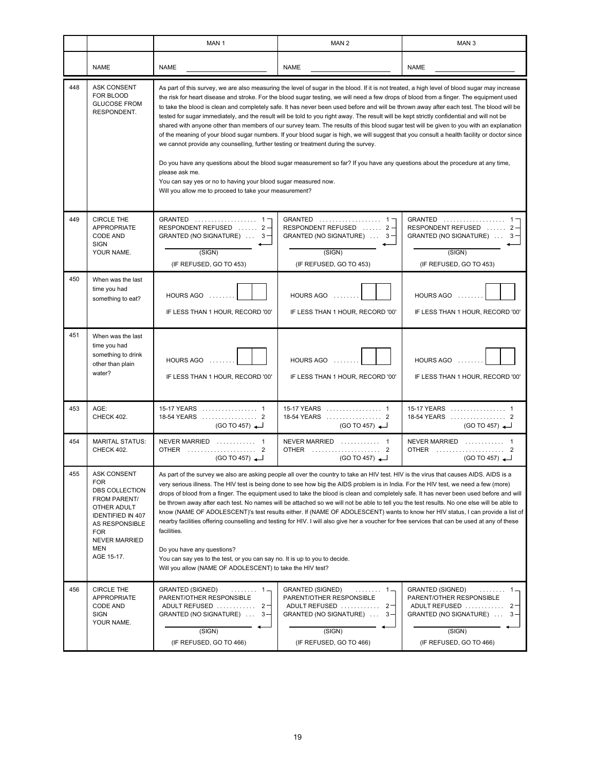| | | MAN 1 | MAN 2 | MAN 3 |
|---|---|---|---|---|
| | NAME | NAME ____________ | NAME ____________ | NAME ____________ |
| 448 | ASK CONSENT FOR BLOOD GLUCOSE FROM RESPONDENT. | As part of this survey, we are also measuring the level of sugar in the blood. If it is not treated, a high level of blood sugar may increase the risk for heart disease and stroke. For the blood sugar testing, we will need a few drops of blood from a finger. The equipment used to take the blood is clean and completely safe. It has never been used before and will be thrown away after each test. The blood will be tested for sugar immediately, and the result will be told to you right away. The result will be kept strictly confidential and will not be shared with anyone other than members of our survey team. The results of this blood sugar test will be given to you with an explanation of the meaning of your blood sugar numbers. If your blood sugar is high, we will suggest that you consult a health facility or doctor since we cannot provide any counselling, further testing or treatment during the survey.<br><br>Do you have any questions about the blood sugar measurement so far? If you have any questions about the procedure at any time, please ask me.<br>You can say yes or no to having your blood sugar measured now.<br>Will you allow me to proceed to take your measurement? | | |
| 449 | CIRCLE THE APPROPRIATE CODE AND SIGN YOUR NAME. | GRANTED .................. 1<br>RESPONDENT REFUSED ...... 2<br>GRANTED (NO SIGNATURE) ... 3<br>____________<br>(SIGN)<br>(IF REFUSED, GO TO 453) | GRANTED .................. 1<br>RESPONDENT REFUSED ...... 2<br>GRANTED (NO SIGNATURE) ... 3<br>____________<br>(SIGN)<br>(IF REFUSED, GO TO 453) | GRANTED .................. 1<br>RESPONDENT REFUSED ...... 2<br>GRANTED (NO SIGNATURE) ... 3<br>____________<br>(SIGN)<br>(IF REFUSED, GO TO 453) |
| 450 | When was the last time you had something to eat? | HOURS AGO ........ [ ][ ]<br>IF LESS THAN 1 HOUR, RECORD '00' | HOURS AGO ........ [ ][ ]<br>IF LESS THAN 1 HOUR, RECORD '00' | HOURS AGO ........ [ ][ ]<br>IF LESS THAN 1 HOUR, RECORD '00' |
| 451 | When was the last time you had something to drink other than plain water? | HOURS AGO ........ [ ][ ]<br>IF LESS THAN 1 HOUR, RECORD '00' | HOURS AGO ........ [ ][ ]<br>IF LESS THAN 1 HOUR, RECORD '00' | HOURS AGO ........ [ ][ ]<br>IF LESS THAN 1 HOUR, RECORD '00' |
| 453 | AGE:<br>CHECK 402. | 15-17 YEARS ................ 1<br>18-54 YEARS ................ 2<br>(GO TO 457) | 15-17 YEARS ................ 1<br>18-54 YEARS ................ 2<br>(GO TO 457) | 15-17 YEARS ................ 1<br>18-54 YEARS ................ 2<br>(GO TO 457) |
| 454 | MARITAL STATUS:<br>CHECK 402. | NEVER MARRIED ........... 1<br>OTHER ..................... 2<br>(GO TO 457) | NEVER MARRIED ........... 1<br>OTHER ..................... 2<br>(GO TO 457) | NEVER MARRIED ........... 1<br>OTHER ..................... 2<br>(GO TO 457) |
| 455 | ASK CONSENT FOR DBS COLLECTION FROM PARENT/ OTHER ADULT IDENTIFIED IN 407 AS RESPONSIBLE FOR NEVER MARRIED MEN AGE 15-17. | As part of the survey we also are asking people all over the country to take an HIV test. HIV is the virus that causes AIDS. AIDS is a very serious illness. The HIV test is being done to see how big the AIDS problem is in India. For the HIV test, we need a few (more) drops of blood from a finger. The equipment used to take the blood is clean and completely safe. It has never been used before and will be thrown away after each test. No names will be attached so we will not be able to tell you the test results. No one else will be able to know (NAME OF ADOLESCENT)'s test results either. If (NAME OF ADOLESCENT) wants to know her HIV status, I can provide a list of nearby facilities offering counselling and testing for HIV. I will also give her a voucher for free services that can be used at any of these facilities.<br><br>Do you have any questions?<br>You can say yes to the test, or you can say no. It is up to you to decide.<br>Will you allow (NAME OF ADOLESCENT) to take the HIV test? | | |
| 456 | CIRCLE THE APPROPRIATE CODE AND SIGN YOUR NAME. | GRANTED (SIGNED) ........ 1<br>PARENT/OTHER RESPONSIBLE ADULT REFUSED ............ 2<br>GRANTED (NO SIGNATURE) ... 3<br>____________<br>(SIGN)<br>(IF REFUSED, GO TO 466) | GRANTED (SIGNED) ........ 1<br>PARENT/OTHER RESPONSIBLE ADULT REFUSED ............ 2<br>GRANTED (NO SIGNATURE) ... 3<br>____________<br>(SIGN)<br>(IF REFUSED, GO TO 466) | GRANTED (SIGNED) ........ 1<br>PARENT/OTHER RESPONSIBLE ADULT REFUSED ............ 2<br>GRANTED (NO SIGNATURE) ... 3<br>____________<br>(SIGN)<br>(IF REFUSED, GO TO 466) |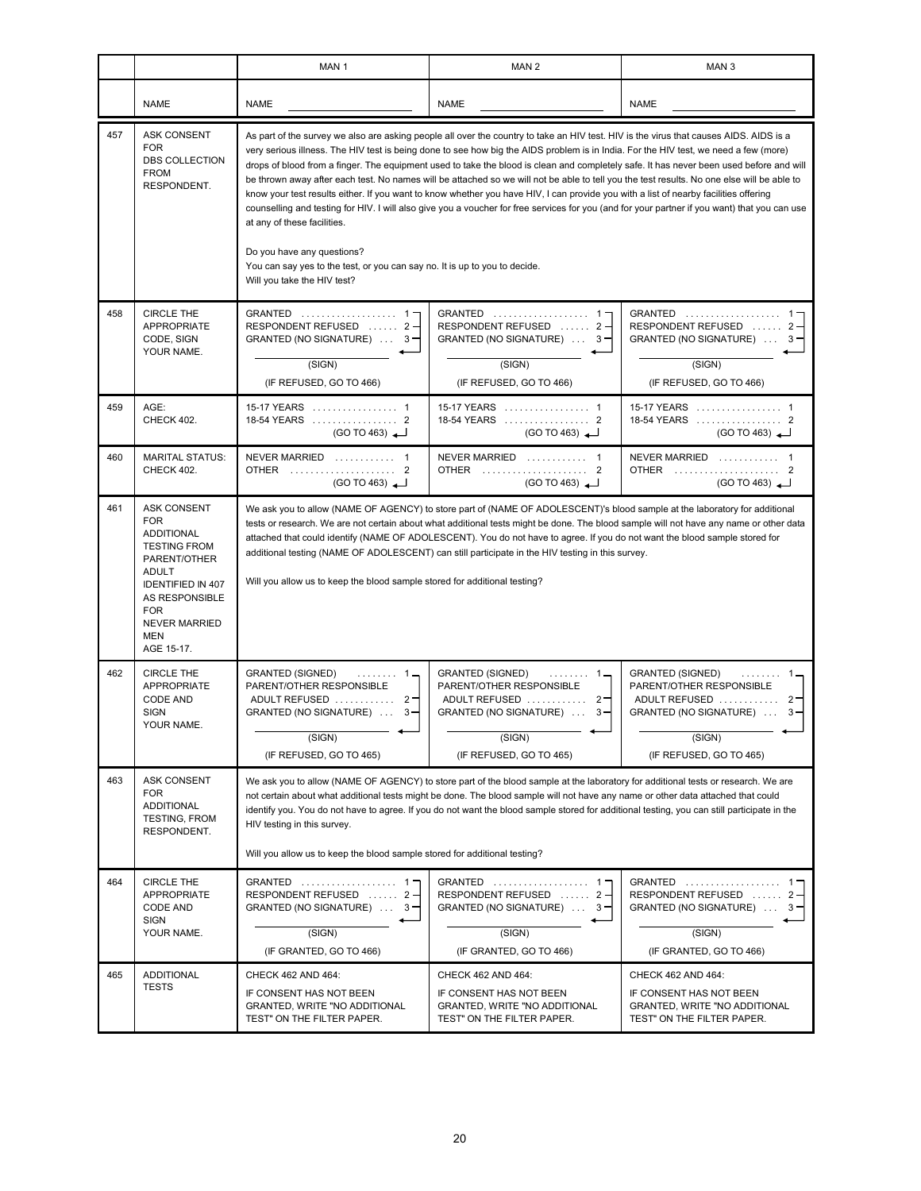| | | MAN 1 | MAN 2 | MAN 3 |
|---|---|---|---|---|
| | NAME | NAME \_\_\_\_\_\_\_\_\_\_\_\_ | NAME \_\_\_\_\_\_\_\_\_\_\_\_ | NAME \_\_\_\_\_\_\_\_\_\_\_\_ |
| 457 | ASK CONSENT FOR DBS COLLECTION FROM RESPONDENT. | As part of the survey we also are asking people all over the country to take an HIV test. HIV is the virus that causes AIDS. AIDS is a very serious illness. The HIV test is being done to see how big the AIDS problem is in India. For the HIV test, we need a few (more) drops of blood from a finger. The equipment used to take the blood is clean and completely safe. It has never been used before and will be thrown away after each test. No names will be attached so we will not be able to tell you the test results. No one else will be able to know your test results either. If you want to know whether you have HIV, I can provide you with a list of nearby facilities offering counselling and testing for HIV. I will also give you a voucher for free services for you (and for your partner if you want) that you can use at any of these facilities.<br><br>Do you have any questions?<br>You can say yes to the test, or you can say no. It is up to you to decide.<br>Will you take the HIV test? | | |
| 458 | CIRCLE THE APPROPRIATE CODE, SIGN YOUR NAME. | GRANTED . . . . . . . . . . . . . . . . . . 1<br>RESPONDENT REFUSED . . . . . . 2<br>GRANTED (NO SIGNATURE) . . . 3<br>\_\_\_\_\_\_\_\_\_\_\_\_<br>(SIGN)<br>(IF REFUSED, GO TO 466) | GRANTED . . . . . . . . . . . . . . . . . . 1<br>RESPONDENT REFUSED . . . . . . 2<br>GRANTED (NO SIGNATURE) . . . 3<br>\_\_\_\_\_\_\_\_\_\_\_\_<br>(SIGN)<br>(IF REFUSED, GO TO 466) | GRANTED . . . . . . . . . . . . . . . . . . 1<br>RESPONDENT REFUSED . . . . . . 2<br>GRANTED (NO SIGNATURE) . . . 3<br>\_\_\_\_\_\_\_\_\_\_\_\_<br>(SIGN)<br>(IF REFUSED, GO TO 466) |
| 459 | AGE:<br>CHECK 402. | 15-17 YEARS . . . . . . . . . . . . . . . . 1<br>18-54 YEARS . . . . . . . . . . . . . . . . 2<br>(GO TO 463) | 15-17 YEARS . . . . . . . . . . . . . . . . 1<br>18-54 YEARS . . . . . . . . . . . . . . . . 2<br>(GO TO 463) | 15-17 YEARS . . . . . . . . . . . . . . . . 1<br>18-54 YEARS . . . . . . . . . . . . . . . . 2<br>(GO TO 463) |
| 460 | MARITAL STATUS:<br>CHECK 402. | NEVER MARRIED . . . . . . . . . . . 1<br>OTHER . . . . . . . . . . . . . . . . . . . . 2<br>(GO TO 463) | NEVER MARRIED . . . . . . . . . . . 1<br>OTHER . . . . . . . . . . . . . . . . . . . . 2<br>(GO TO 463) | NEVER MARRIED . . . . . . . . . . . 1<br>OTHER . . . . . . . . . . . . . . . . . . . . 2<br>(GO TO 463) |
| 461 | ASK CONSENT FOR ADDITIONAL TESTING FROM PARENT/OTHER ADULT IDENTIFIED IN 407 AS RESPONSIBLE FOR NEVER MARRIED MEN AGE 15-17. | We ask you to allow (NAME OF AGENCY) to store part of (NAME OF ADOLESCENT)'s blood sample at the laboratory for additional tests or research. We are not certain about what additional tests might be done. The blood sample will not have any name or other data attached that could identify (NAME OF ADOLESCENT). You do not have to agree. If you do not want the blood sample stored for additional testing (NAME OF ADOLESCENT) can still participate in the HIV testing in this survey.<br><br>Will you allow us to keep the blood sample stored for additional testing? | | |
| 462 | CIRCLE THE APPROPRIATE CODE AND SIGN YOUR NAME. | GRANTED (SIGNED) . . . . . . . . 1<br>PARENT/OTHER RESPONSIBLE ADULT REFUSED . . . . . . . . . . . . 2<br>GRANTED (NO SIGNATURE) . . . 3<br>\_\_\_\_\_\_\_\_\_\_\_\_<br>(SIGN)<br>(IF REFUSED, GO TO 465) | GRANTED (SIGNED) . . . . . . . . 1<br>PARENT/OTHER RESPONSIBLE ADULT REFUSED . . . . . . . . . . . . 2<br>GRANTED (NO SIGNATURE) . . . 3<br>\_\_\_\_\_\_\_\_\_\_\_\_<br>(SIGN)<br>(IF REFUSED, GO TO 465) | GRANTED (SIGNED) . . . . . . . . 1<br>PARENT/OTHER RESPONSIBLE ADULT REFUSED . . . . . . . . . . . . 2<br>GRANTED (NO SIGNATURE) . . . 3<br>\_\_\_\_\_\_\_\_\_\_\_\_<br>(SIGN)<br>(IF REFUSED, GO TO 465) |
| 463 | ASK CONSENT FOR ADDITIONAL TESTING, FROM RESPONDENT. | We ask you to allow (NAME OF AGENCY) to store part of the blood sample at the laboratory for additional tests or research. We are not certain about what additional tests might be done. The blood sample will not have any name or other data attached that could identify you. You do not have to agree. If you do not want the blood sample stored for additional testing, you can still participate in the HIV testing in this survey.<br><br>Will you allow us to keep the blood sample stored for additional testing? | | |
| 464 | CIRCLE THE APPROPRIATE CODE AND SIGN YOUR NAME. | GRANTED . . . . . . . . . . . . . . . . . . 1<br>RESPONDENT REFUSED . . . . . . 2<br>GRANTED (NO SIGNATURE) . . . 3<br>\_\_\_\_\_\_\_\_\_\_\_\_<br>(SIGN)<br>(IF GRANTED, GO TO 466) | GRANTED . . . . . . . . . . . . . . . . . . 1<br>RESPONDENT REFUSED . . . . . . 2<br>GRANTED (NO SIGNATURE) . . . 3<br>\_\_\_\_\_\_\_\_\_\_\_\_<br>(SIGN)<br>(IF GRANTED, GO TO 466) | GRANTED . . . . . . . . . . . . . . . . . . 1<br>RESPONDENT REFUSED . . . . . . 2<br>GRANTED (NO SIGNATURE) . . . 3<br>\_\_\_\_\_\_\_\_\_\_\_\_<br>(SIGN)<br>(IF GRANTED, GO TO 466) |
| 465 | ADDITIONAL TESTS | CHECK 462 AND 464:<br>IF CONSENT HAS NOT BEEN GRANTED, WRITE "NO ADDITIONAL TEST" ON THE FILTER PAPER. | CHECK 462 AND 464:<br>IF CONSENT HAS NOT BEEN GRANTED, WRITE "NO ADDITIONAL TEST" ON THE FILTER PAPER. | CHECK 462 AND 464:<br>IF CONSENT HAS NOT BEEN GRANTED, WRITE "NO ADDITIONAL TEST" ON THE FILTER PAPER. |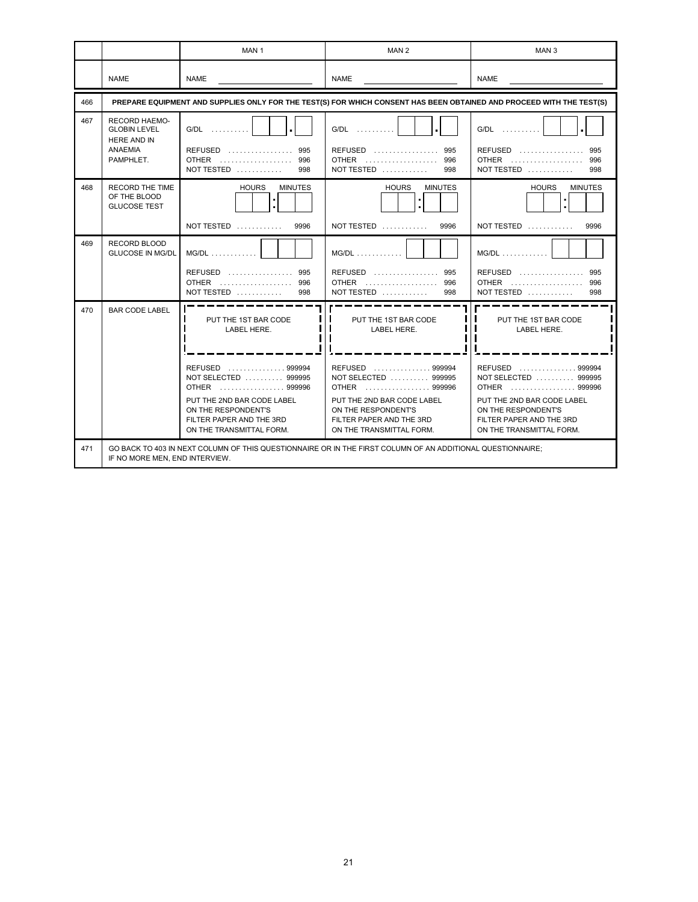| | | MAN 1 | MAN 2 | MAN 3 |
|---|---|---|---|---|
| | NAME | NAME ________ | NAME ________ | NAME ________ |
| 466 | PREPARE EQUIPMENT AND SUPPLIES ONLY FOR THE TEST(S) FOR WHICH CONSENT HAS BEEN OBTAINED AND PROCEED WITH THE TEST(S) | | | |
| 467 | RECORD HAEMO-GLOBIN LEVEL HERE AND IN ANAEMIA PAMPHLET. | G/DL . . . . . . . . . [ ][ ].[ ]<br>REFUSED . . . . . . . . . . . . . . . . 995<br>OTHER . . . . . . . . . . . . . . . . . . 996<br>NOT TESTED . . . . . . . . . . . 998 | G/DL . . . . . . . . . [ ][ ].[ ]<br>REFUSED . . . . . . . . . . . . . . . . 995<br>OTHER . . . . . . . . . . . . . . . . . . 996<br>NOT TESTED . . . . . . . . . . . 998 | G/DL . . . . . . . . . [ ][ ].[ ]<br>REFUSED . . . . . . . . . . . . . . . . 995<br>OTHER . . . . . . . . . . . . . . . . . . 996<br>NOT TESTED . . . . . . . . . . . 998 |
| 468 | RECORD THE TIME OF THE BLOOD GLUCOSE TEST | HOURS MINUTES<br>[ ][ ]:[ ][ ]<br>NOT TESTED . . . . . . . . . . . 9996 | HOURS MINUTES<br>[ ][ ]:[ ][ ]<br>NOT TESTED . . . . . . . . . . . 9996 | HOURS MINUTES<br>[ ][ ]:[ ][ ]<br>NOT TESTED . . . . . . . . . . . 9996 |
| 469 | RECORD BLOOD GLUCOSE IN MG/DL | MG/DL . . . . . . . . . . . [ ][ ][ ]<br>REFUSED . . . . . . . . . . . . . . . . 995<br>OTHER . . . . . . . . . . . . . . . . . . 996<br>NOT TESTED . . . . . . . . . . . 998 | MG/DL . . . . . . . . . . . [ ][ ][ ]<br>REFUSED . . . . . . . . . . . . . . . . 995<br>OTHER . . . . . . . . . . . . . . . . . . 996<br>NOT TESTED . . . . . . . . . . . 998 | MG/DL . . . . . . . . . . . [ ][ ][ ]<br>REFUSED . . . . . . . . . . . . . . . . 995<br>OTHER . . . . . . . . . . . . . . . . . . 996<br>NOT TESTED . . . . . . . . . . . 998 |
| 470 | BAR CODE LABEL | PUT THE 1ST BAR CODE LABEL HERE.<br>REFUSED . . . . . . . . . . . . . . . 999994<br>NOT SELECTED . . . . . . . . . . 999995<br>OTHER . . . . . . . . . . . . . . . . . 999996<br>PUT THE 2ND BAR CODE LABEL ON THE RESPONDENT'S FILTER PAPER AND THE 3RD ON THE TRANSMITTAL FORM. | PUT THE 1ST BAR CODE LABEL HERE.<br>REFUSED . . . . . . . . . . . . . . . 999994<br>NOT SELECTED . . . . . . . . . . 999995<br>OTHER . . . . . . . . . . . . . . . . . 999996<br>PUT THE 2ND BAR CODE LABEL ON THE RESPONDENT'S FILTER PAPER AND THE 3RD ON THE TRANSMITTAL FORM. | PUT THE 1ST BAR CODE LABEL HERE.<br>REFUSED . . . . . . . . . . . . . . . 999994<br>NOT SELECTED . . . . . . . . . . 999995<br>OTHER . . . . . . . . . . . . . . . . . 999996<br>PUT THE 2ND BAR CODE LABEL ON THE RESPONDENT'S FILTER PAPER AND THE 3RD ON THE TRANSMITTAL FORM. |
| 471 | GO BACK TO 403 IN NEXT COLUMN OF THIS QUESTIONNAIRE OR IN THE FIRST COLUMN OF AN ADDITIONAL QUESTIONNAIRE; IF NO MORE MEN, END INTERVIEW. | | | |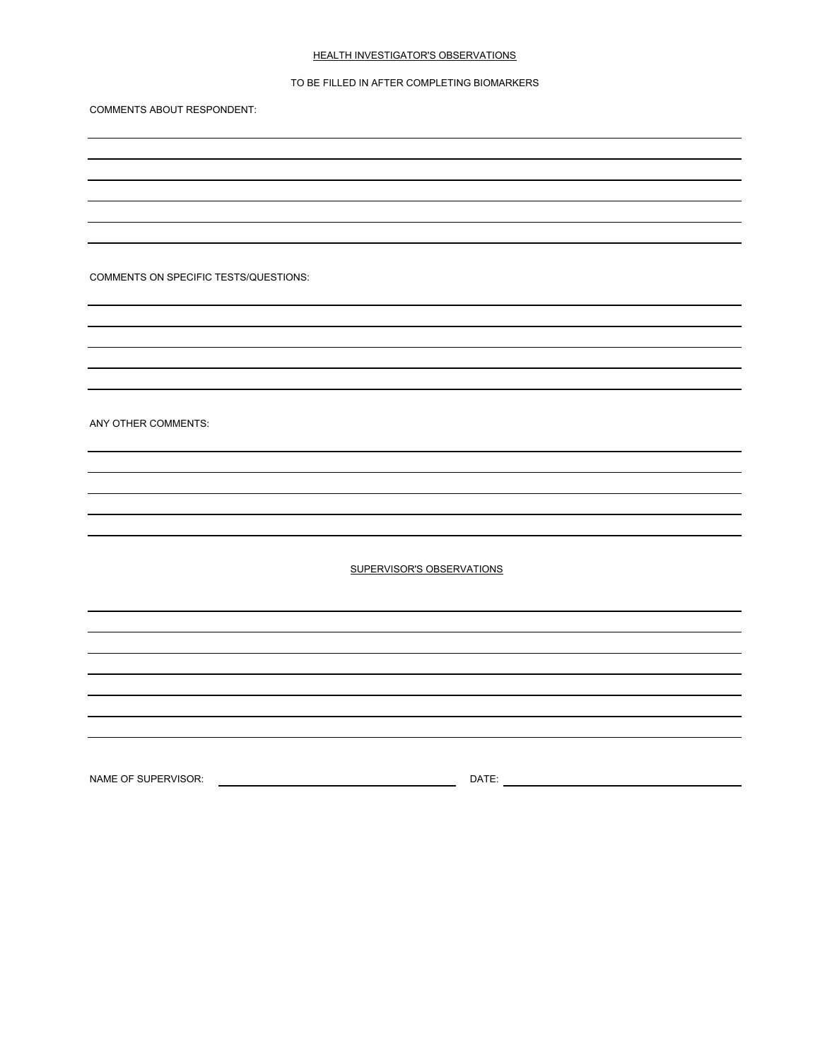## HEALTH INVESTIGATOR'S OBSERVATIONS

TO BE FILLED IN AFTER COMPLETING BIOMARKERS

COMMENTS ABOUT RESPONDENT:

______________________________________________________________________

______________________________________________________________________

______________________________________________________________________

______________________________________________________________________

______________________________________________________________________

______________________________________________________________________

COMMENTS ON SPECIFIC TESTS/QUESTIONS:

______________________________________________________________________

______________________________________________________________________

______________________________________________________________________

______________________________________________________________________

______________________________________________________________________

ANY OTHER COMMENTS:

______________________________________________________________________

______________________________________________________________________

______________________________________________________________________

______________________________________________________________________

______________________________________________________________________

## SUPERVISOR'S OBSERVATIONS

______________________________________________________________________

______________________________________________________________________

______________________________________________________________________

______________________________________________________________________

______________________________________________________________________

______________________________________________________________________

______________________________________________________________________

NAME OF SUPERVISOR: ______________________________ DATE: ______________________________